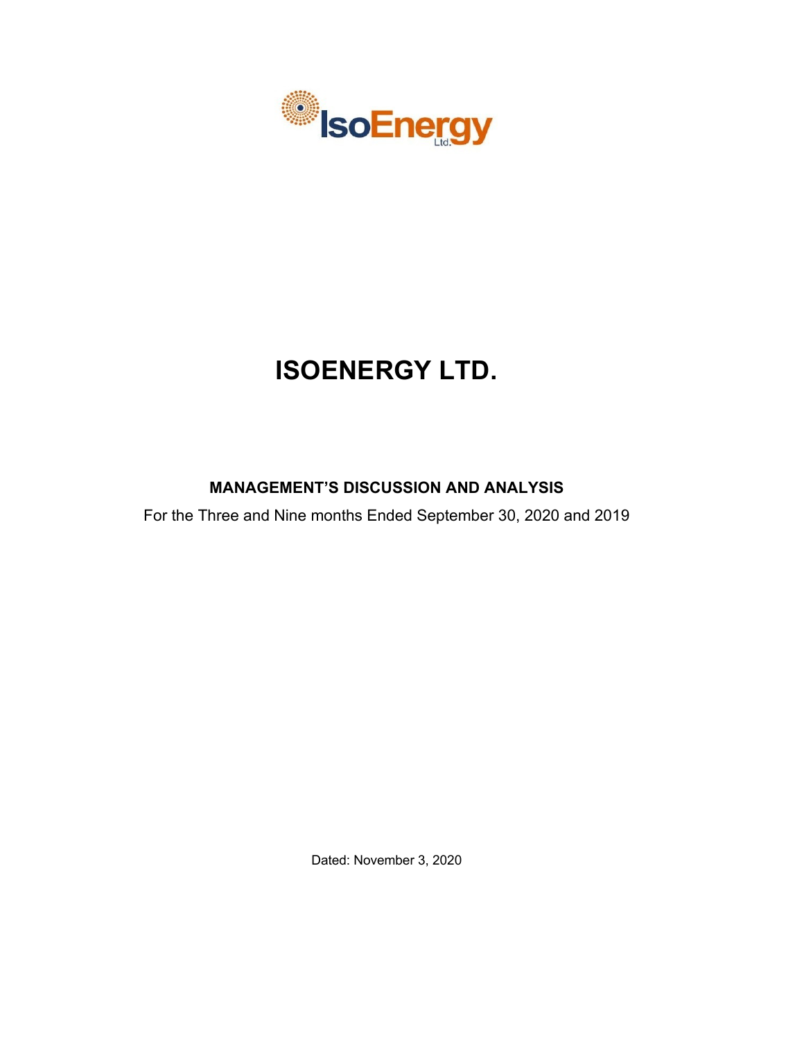# ISOENERGY LTD.

## MANAGEMENT'S DISCUSSION AND ANALYSIS

For the Three and Nine months Ended September 30, 2020 and 2019

Dated: November 3, 2020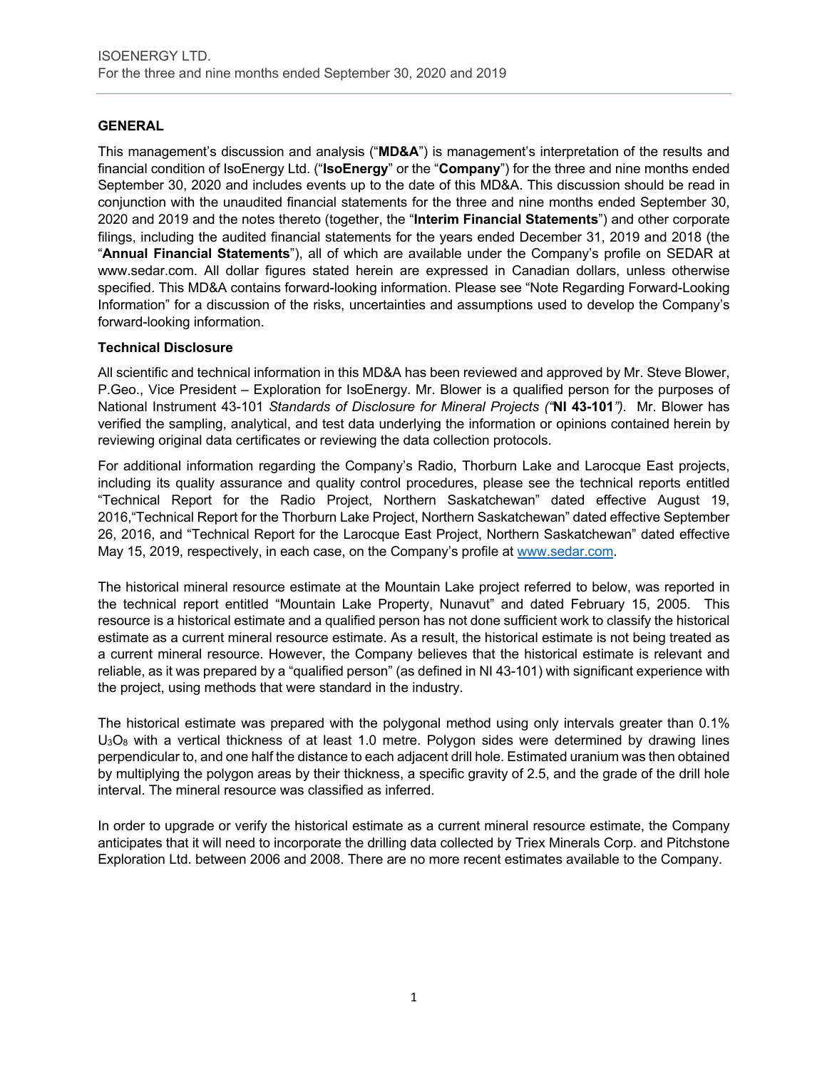## GENERAL

This management's discussion and analysis ("**MD&A**") is management's interpretation of the results and financial condition of IsoEnergy Ltd. ("**IsoEnergy**" or the "**Company**") for the three and nine months ended September 30, 2020 and includes events up to the date of this MD&A. This discussion should be read in conjunction with the unaudited financial statements for the three and nine months ended September 30, 2020 and 2019 and the notes thereto (together, the "**Interim Financial Statements**") and other corporate filings, including the audited financial statements for the years ended December 31, 2019 and 2018 (the "**Annual Financial Statements**"), all of which are available under the Company's profile on SEDAR at www.sedar.com. All dollar figures stated herein are expressed in Canadian dollars, unless otherwise specified. This MD&A contains forward-looking information. Please see "Note Regarding Forward-Looking Information" for a discussion of the risks, uncertainties and assumptions used to develop the Company's forward-looking information.

### Technical Disclosure

All scientific and technical information in this MD&A has been reviewed and approved by Mr. Steve Blower, P.Geo., Vice President – Exploration for IsoEnergy. Mr. Blower is a qualified person for the purposes of National Instrument 43-101 *Standards of Disclosure for Mineral Projects ("***NI 43-101***")*. Mr. Blower has verified the sampling, analytical, and test data underlying the information or opinions contained herein by reviewing original data certificates or reviewing the data collection protocols.

For additional information regarding the Company's Radio, Thorburn Lake and Larocque East projects, including its quality assurance and quality control procedures, please see the technical reports entitled "Technical Report for the Radio Project, Northern Saskatchewan" dated effective August 19, 2016,"Technical Report for the Thorburn Lake Project, Northern Saskatchewan" dated effective September 26, 2016, and "Technical Report for the Larocque East Project, Northern Saskatchewan" dated effective May 15, 2019, respectively, in each case, on the Company's profile at www.sedar.com.

The historical mineral resource estimate at the Mountain Lake project referred to below, was reported in the technical report entitled *"Mountain Lake Property, Nunavut"* and dated February 15, 2005. This resource is a historical estimate and a qualified person has not done sufficient work to classify the historical estimate as a current mineral resource estimate. As a result, the historical estimate is not being treated as a current mineral resource. However, the Company believes that the historical estimate is relevant and reliable, as it was prepared by a "qualified person" (as defined in NI 43-101) with significant experience with the project, using methods that were standard in the industry.

The historical estimate was prepared with the polygonal method using only intervals greater than 0.1% $U_3O_8$ with a vertical thickness of at least 1.0 metre. Polygon sides were determined by drawing lines perpendicular to, and one half the distance to each adjacent drill hole. Estimated uranium was then obtained by multiplying the polygon areas by their thickness, a specific gravity of 2.5, and the grade of the drill hole interval. The mineral resource was classified as inferred.

In order to upgrade or verify the historical estimate as a current mineral resource estimate, the Company anticipates that it will need to incorporate the drilling data collected by Triex Minerals Corp. and Pitchstone Exploration Ltd. between 2006 and 2008. There are no more recent estimates available to the Company.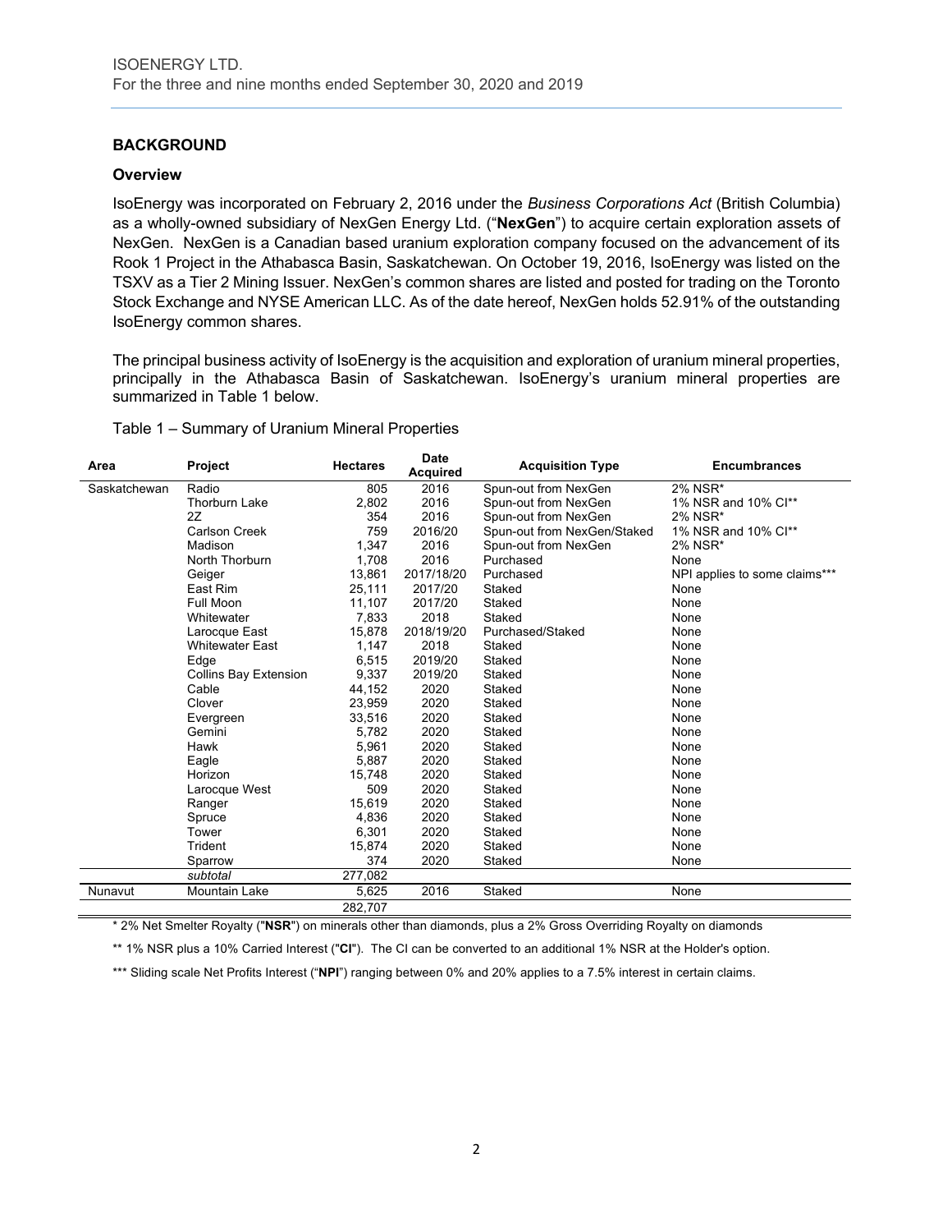## BACKGROUND

### Overview

IsoEnergy was incorporated on February 2, 2016 under the *Business Corporations Act* (British Columbia) as a wholly-owned subsidiary of NexGen Energy Ltd. ("**NexGen**") to acquire certain exploration assets of NexGen. NexGen is a Canadian based uranium exploration company focused on the advancement of its Rook 1 Project in the Athabasca Basin, Saskatchewan. On October 19, 2016, IsoEnergy was listed on the TSXV as a Tier 2 Mining Issuer. NexGen's common shares are listed and posted for trading on the Toronto Stock Exchange and NYSE American LLC. As of the date hereof, NexGen holds 52.91% of the outstanding IsoEnergy common shares.

The principal business activity of IsoEnergy is the acquisition and exploration of uranium mineral properties, principally in the Athabasca Basin of Saskatchewan. IsoEnergy's uranium mineral properties are summarized in Table 1 below.

Table 1 – Summary of Uranium Mineral Properties

| Area | Project | Hectares | Date Acquired | Acquisition Type | Encumbrances |
|---|---|---|---|---|---|
| Saskatchewan | Radio | 805 | 2016 | Spun-out from NexGen | 2% NSR* |
| | Thorburn Lake | 2,802 | 2016 | Spun-out from NexGen | 1% NSR and 10% CI** |
| | 2Z | 354 | 2016 | Spun-out from NexGen | 2% NSR* |
| | Carlson Creek | 759 | 2016/20 | Spun-out from NexGen/Staked | 1% NSR and 10% CI** |
| | Madison | 1,347 | 2016 | Spun-out from NexGen | 2% NSR* |
| | North Thorburn | 1,708 | 2016 | Purchased | None |
| | Geiger | 13,861 | 2017/18/20 | Purchased | NPI applies to some claims*** |
| | East Rim | 25,111 | 2017/20 | Staked | None |
| | Full Moon | 11,107 | 2017/20 | Staked | None |
| | Whitewater | 7,833 | 2018 | Staked | None |
| | Larocque East | 15,878 | 2018/19/20 | Purchased/Staked | None |
| | Whitewater East | 1,147 | 2018 | Staked | None |
| | Edge | 6,515 | 2019/20 | Staked | None |
| | Collins Bay Extension | 9,337 | 2019/20 | Staked | None |
| | Cable | 44,152 | 2020 | Staked | None |
| | Clover | 23,959 | 2020 | Staked | None |
| | Evergreen | 33,516 | 2020 | Staked | None |
| | Gemini | 5,782 | 2020 | Staked | None |
| | Hawk | 5,961 | 2020 | Staked | None |
| | Eagle | 5,887 | 2020 | Staked | None |
| | Horizon | 15,748 | 2020 | Staked | None |
| | Larocque West | 509 | 2020 | Staked | None |
| | Ranger | 15,619 | 2020 | Staked | None |
| | Spruce | 4,836 | 2020 | Staked | None |
| | Tower | 6,301 | 2020 | Staked | None |
| | Trident | 15,874 | 2020 | Staked | None |
| | Sparrow | 374 | 2020 | Staked | None |
| | *subtotal* | 277,082 | | | |
| Nunavut | Mountain Lake | 5,625 | 2016 | Staked | None |
| | | 282,707 | | | |

\* 2% Net Smelter Royalty ("**NSR**") on minerals other than diamonds, plus a 2% Gross Overriding Royalty on diamonds

\*\* 1% NSR plus a 10% Carried Interest ("**CI**"). The CI can be converted to an additional 1% NSR at the Holder's option.

\*\*\* Sliding scale Net Profits Interest ("**NPI**") ranging between 0% and 20% applies to a 7.5% interest in certain claims.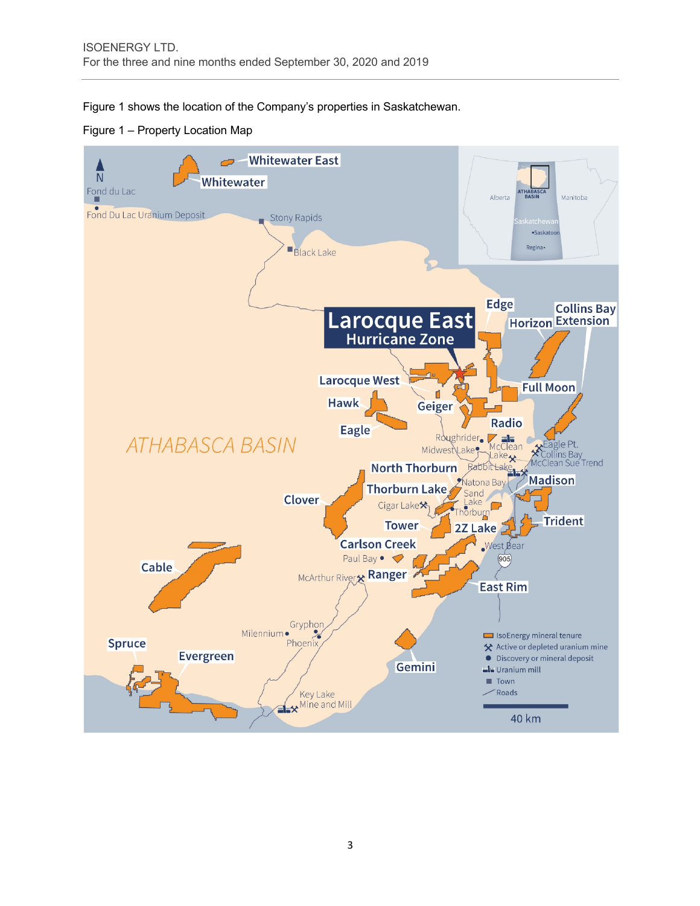Figure 1 shows the location of the Company's properties in Saskatchewan.

Figure 1 – Property Location Map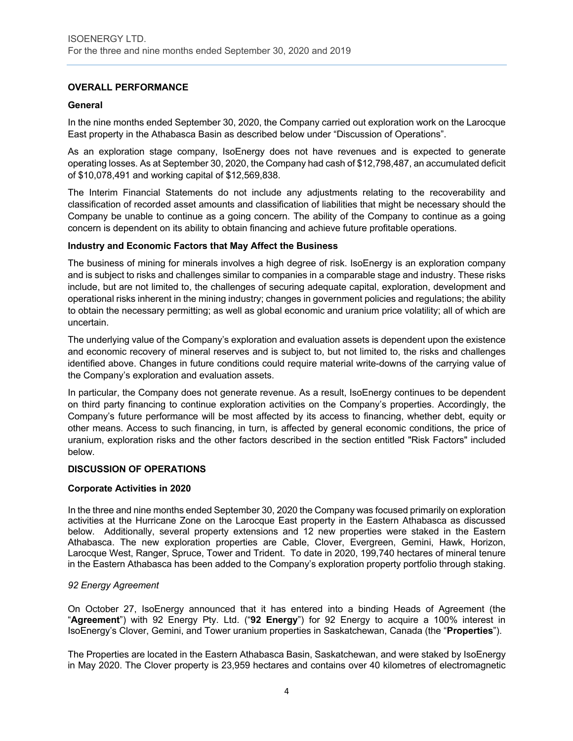## OVERALL PERFORMANCE

### General

In the nine months ended September 30, 2020, the Company carried out exploration work on the Larocque East property in the Athabasca Basin as described below under "Discussion of Operations".

As an exploration stage company, IsoEnergy does not have revenues and is expected to generate operating losses. As at September 30, 2020, the Company had cash of $12,798,487, an accumulated deficit of $10,078,491 and working capital of $12,569,838.

The Interim Financial Statements do not include any adjustments relating to the recoverability and classification of recorded asset amounts and classification of liabilities that might be necessary should the Company be unable to continue as a going concern. The ability of the Company to continue as a going concern is dependent on its ability to obtain financing and achieve future profitable operations.

### Industry and Economic Factors that May Affect the Business

The business of mining for minerals involves a high degree of risk. IsoEnergy is an exploration company and is subject to risks and challenges similar to companies in a comparable stage and industry. These risks include, but are not limited to, the challenges of securing adequate capital, exploration, development and operational risks inherent in the mining industry; changes in government policies and regulations; the ability to obtain the necessary permitting; as well as global economic and uranium price volatility; all of which are uncertain.

The underlying value of the Company's exploration and evaluation assets is dependent upon the existence and economic recovery of mineral reserves and is subject to, but not limited to, the risks and challenges identified above. Changes in future conditions could require material write-downs of the carrying value of the Company's exploration and evaluation assets.

In particular, the Company does not generate revenue. As a result, IsoEnergy continues to be dependent on third party financing to continue exploration activities on the Company's properties. Accordingly, the Company's future performance will be most affected by its access to financing, whether debt, equity or other means. Access to such financing, in turn, is affected by general economic conditions, the price of uranium, exploration risks and the other factors described in the section entitled "Risk Factors" included below.

## DISCUSSION OF OPERATIONS

### Corporate Activities in 2020

In the three and nine months ended September 30, 2020 the Company was focused primarily on exploration activities at the Hurricane Zone on the Larocque East property in the Eastern Athabasca as discussed below. Additionally, several property extensions and 12 new properties were staked in the Eastern Athabasca. The new exploration properties are Cable, Clover, Evergreen, Gemini, Hawk, Horizon, Larocque West, Ranger, Spruce, Tower and Trident. To date in 2020, 199,740 hectares of mineral tenure in the Eastern Athabasca has been added to the Company's exploration property portfolio through staking.

*92 Energy Agreement*

On October 27, IsoEnergy announced that it has entered into a binding Heads of Agreement (the "**Agreement**") with 92 Energy Pty. Ltd. ("**92 Energy**") for 92 Energy to acquire a 100% interest in IsoEnergy's Clover, Gemini, and Tower uranium properties in Saskatchewan, Canada (the "**Properties**").

The Properties are located in the Eastern Athabasca Basin, Saskatchewan, and were staked by IsoEnergy in May 2020. The Clover property is 23,959 hectares and contains over 40 kilometres of electromagnetic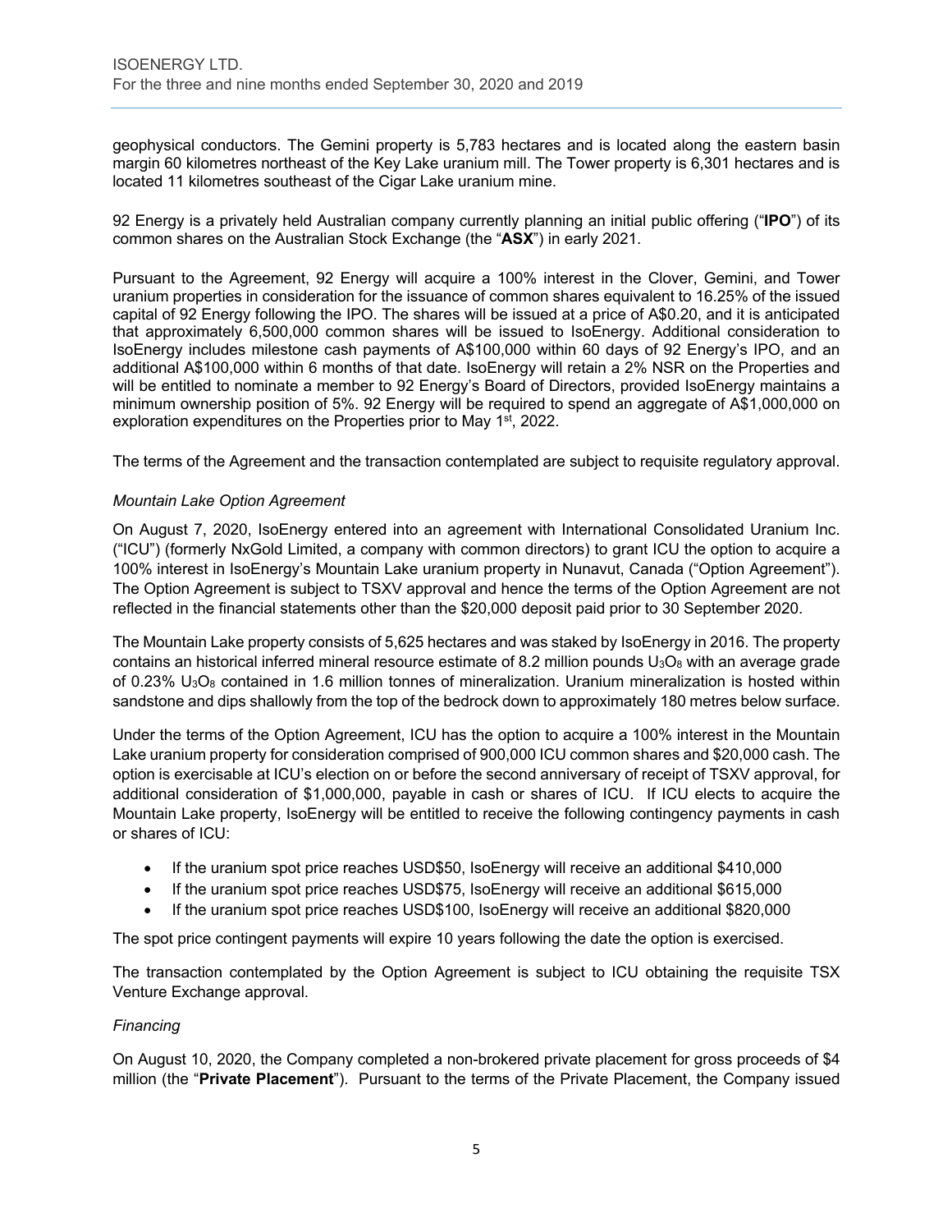geophysical conductors. The Gemini property is 5,783 hectares and is located along the eastern basin margin 60 kilometres northeast of the Key Lake uranium mill. The Tower property is 6,301 hectares and is located 11 kilometres southeast of the Cigar Lake uranium mine.

92 Energy is a privately held Australian company currently planning an initial public offering ("**IPO**") of its common shares on the Australian Stock Exchange (the "**ASX**") in early 2021.

Pursuant to the Agreement, 92 Energy will acquire a 100% interest in the Clover, Gemini, and Tower uranium properties in consideration for the issuance of common shares equivalent to 16.25% of the issued capital of 92 Energy following the IPO. The shares will be issued at a price of A$0.20, and it is anticipated that approximately 6,500,000 common shares will be issued to IsoEnergy. Additional consideration to IsoEnergy includes milestone cash payments of A$100,000 within 60 days of 92 Energy's IPO, and an additional A$100,000 within 6 months of that date. IsoEnergy will retain a 2% NSR on the Properties and will be entitled to nominate a member to 92 Energy's Board of Directors, provided IsoEnergy maintains a minimum ownership position of 5%. 92 Energy will be required to spend an aggregate of A$1,000,000 on exploration expenditures on the Properties prior to May 1st, 2022.

The terms of the Agreement and the transaction contemplated are subject to requisite regulatory approval.

*Mountain Lake Option Agreement*

On August 7, 2020, IsoEnergy entered into an agreement with International Consolidated Uranium Inc. ("ICU") (formerly NxGold Limited, a company with common directors) to grant ICU the option to acquire a 100% interest in IsoEnergy's Mountain Lake uranium property in Nunavut, Canada ("Option Agreement"). The Option Agreement is subject to TSXV approval and hence the terms of the Option Agreement are not reflected in the financial statements other than the $20,000 deposit paid prior to 30 September 2020.

The Mountain Lake property consists of 5,625 hectares and was staked by IsoEnergy in 2016. The property contains an historical inferred mineral resource estimate of 8.2 million pounds $U_3O_8$ with an average grade of 0.23% $U_3O_8$ contained in 1.6 million tonnes of mineralization. Uranium mineralization is hosted within sandstone and dips shallowly from the top of the bedrock down to approximately 180 metres below surface.

Under the terms of the Option Agreement, ICU has the option to acquire a 100% interest in the Mountain Lake uranium property for consideration comprised of 900,000 ICU common shares and $20,000 cash. The option is exercisable at ICU's election on or before the second anniversary of receipt of TSXV approval, for additional consideration of $1,000,000, payable in cash or shares of ICU. If ICU elects to acquire the Mountain Lake property, IsoEnergy will be entitled to receive the following contingency payments in cash or shares of ICU:

- If the uranium spot price reaches USD$50, IsoEnergy will receive an additional $410,000
- If the uranium spot price reaches USD$75, IsoEnergy will receive an additional $615,000
- If the uranium spot price reaches USD$100, IsoEnergy will receive an additional $820,000

The spot price contingent payments will expire 10 years following the date the option is exercised.

The transaction contemplated by the Option Agreement is subject to ICU obtaining the requisite TSX Venture Exchange approval.

*Financing*

On August 10, 2020, the Company completed a non-brokered private placement for gross proceeds of $4 million (the "**Private Placement**"). Pursuant to the terms of the Private Placement, the Company issued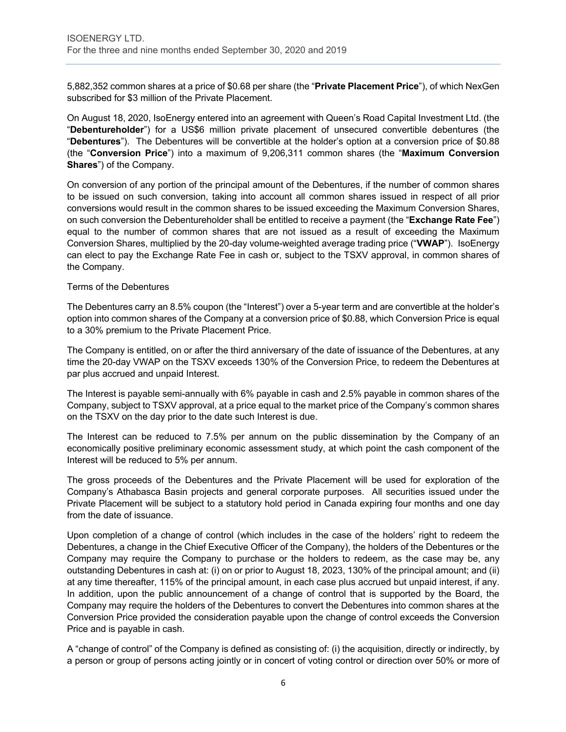5,882,352 common shares at a price of $0.68 per share (the "**Private Placement Price**"), of which NexGen subscribed for $3 million of the Private Placement.

On August 18, 2020, IsoEnergy entered into an agreement with Queen's Road Capital Investment Ltd. (the "**Debentureholder**") for a US$6 million private placement of unsecured convertible debentures (the "**Debentures**"). The Debentures will be convertible at the holder's option at a conversion price of $0.88 (the "**Conversion Price**") into a maximum of 9,206,311 common shares (the "**Maximum Conversion Shares**") of the Company.

On conversion of any portion of the principal amount of the Debentures, if the number of common shares to be issued on such conversion, taking into account all common shares issued in respect of all prior conversions would result in the common shares to be issued exceeding the Maximum Conversion Shares, on such conversion the Debentureholder shall be entitled to receive a payment (the "**Exchange Rate Fee**") equal to the number of common shares that are not issued as a result of exceeding the Maximum Conversion Shares, multiplied by the 20-day volume-weighted average trading price ("**VWAP**"). IsoEnergy can elect to pay the Exchange Rate Fee in cash or, subject to the TSXV approval, in common shares of the Company.

Terms of the Debentures

The Debentures carry an 8.5% coupon (the "Interest") over a 5-year term and are convertible at the holder's option into common shares of the Company at a conversion price of $0.88, which Conversion Price is equal to a 30% premium to the Private Placement Price.

The Company is entitled, on or after the third anniversary of the date of issuance of the Debentures, at any time the 20-day VWAP on the TSXV exceeds 130% of the Conversion Price, to redeem the Debentures at par plus accrued and unpaid Interest.

The Interest is payable semi-annually with 6% payable in cash and 2.5% payable in common shares of the Company, subject to TSXV approval, at a price equal to the market price of the Company's common shares on the TSXV on the day prior to the date such Interest is due.

The Interest can be reduced to 7.5% per annum on the public dissemination by the Company of an economically positive preliminary economic assessment study, at which point the cash component of the Interest will be reduced to 5% per annum.

The gross proceeds of the Debentures and the Private Placement will be used for exploration of the Company's Athabasca Basin projects and general corporate purposes. All securities issued under the Private Placement will be subject to a statutory hold period in Canada expiring four months and one day from the date of issuance.

Upon completion of a change of control (which includes in the case of the holders' right to redeem the Debentures, a change in the Chief Executive Officer of the Company), the holders of the Debentures or the Company may require the Company to purchase or the holders to redeem, as the case may be, any outstanding Debentures in cash at: (i) on or prior to August 18, 2023, 130% of the principal amount; and (ii) at any time thereafter, 115% of the principal amount, in each case plus accrued but unpaid interest, if any. In addition, upon the public announcement of a change of control that is supported by the Board, the Company may require the holders of the Debentures to convert the Debentures into common shares at the Conversion Price provided the consideration payable upon the change of control exceeds the Conversion Price and is payable in cash.

A "change of control" of the Company is defined as consisting of: (i) the acquisition, directly or indirectly, by a person or group of persons acting jointly or in concert of voting control or direction over 50% or more of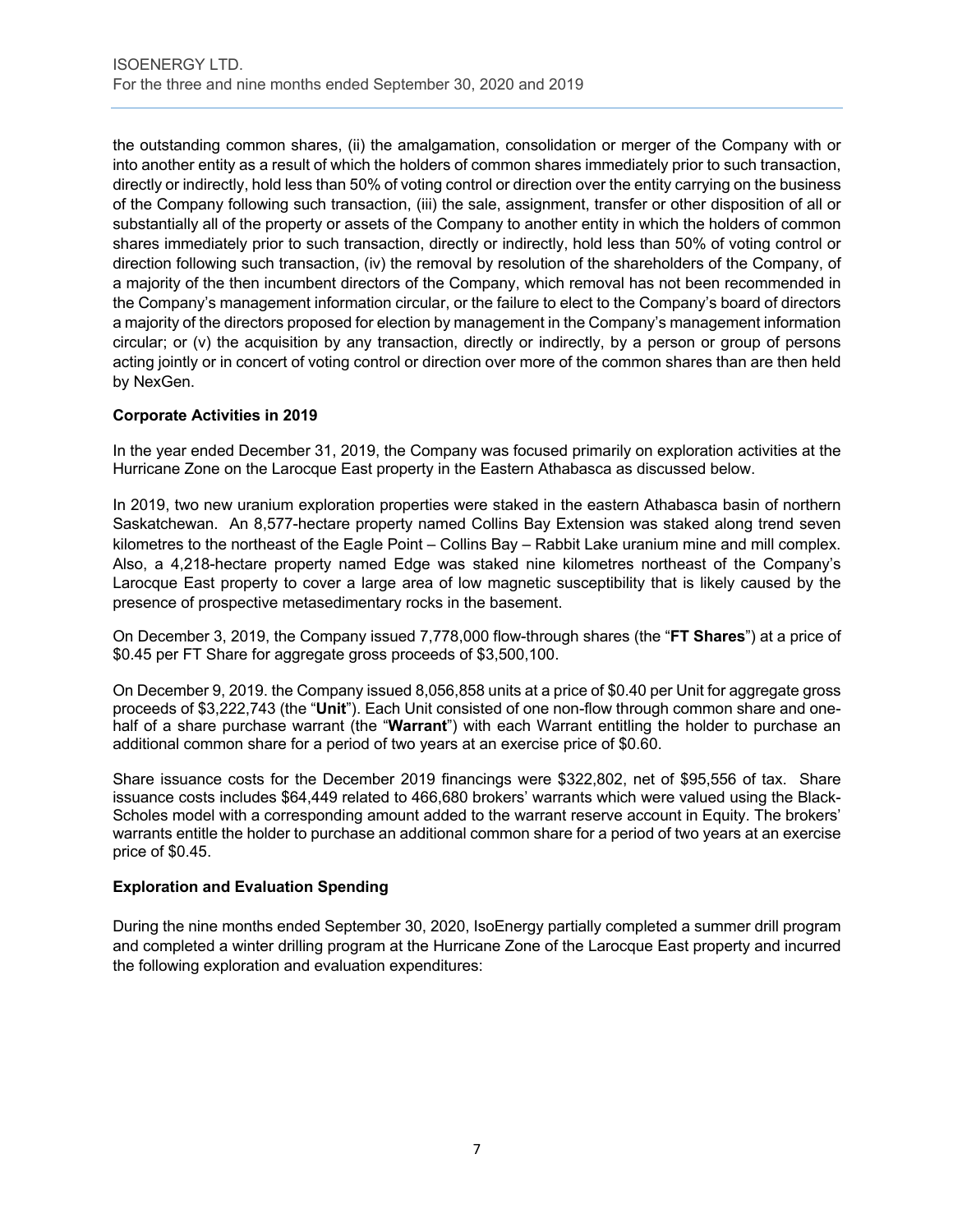the outstanding common shares, (ii) the amalgamation, consolidation or merger of the Company with or into another entity as a result of which the holders of common shares immediately prior to such transaction, directly or indirectly, hold less than 50% of voting control or direction over the entity carrying on the business of the Company following such transaction, (iii) the sale, assignment, transfer or other disposition of all or substantially all of the property or assets of the Company to another entity in which the holders of common shares immediately prior to such transaction, directly or indirectly, hold less than 50% of voting control or direction following such transaction, (iv) the removal by resolution of the shareholders of the Company, of a majority of the then incumbent directors of the Company, which removal has not been recommended in the Company's management information circular, or the failure to elect to the Company's board of directors a majority of the directors proposed for election by management in the Company's management information circular; or (v) the acquisition by any transaction, directly or indirectly, by a person or group of persons acting jointly or in concert of voting control or direction over more of the common shares than are then held by NexGen.

**Corporate Activities in 2019**

In the year ended December 31, 2019, the Company was focused primarily on exploration activities at the Hurricane Zone on the Larocque East property in the Eastern Athabasca as discussed below.

In 2019, two new uranium exploration properties were staked in the eastern Athabasca basin of northern Saskatchewan. An 8,577-hectare property named Collins Bay Extension was staked along trend seven kilometres to the northeast of the Eagle Point – Collins Bay – Rabbit Lake uranium mine and mill complex. Also, a 4,218-hectare property named Edge was staked nine kilometres northeast of the Company's Larocque East property to cover a large area of low magnetic susceptibility that is likely caused by the presence of prospective metasedimentary rocks in the basement.

On December 3, 2019, the Company issued 7,778,000 flow-through shares (the "**FT Shares**") at a price of $0.45 per FT Share for aggregate gross proceeds of $3,500,100.

On December 9, 2019. the Company issued 8,056,858 units at a price of $0.40 per Unit for aggregate gross proceeds of $3,222,743 (the "**Unit**"). Each Unit consisted of one non-flow through common share and one-half of a share purchase warrant (the "**Warrant**") with each Warrant entitling the holder to purchase an additional common share for a period of two years at an exercise price of $0.60.

Share issuance costs for the December 2019 financings were $322,802, net of $95,556 of tax. Share issuance costs includes $64,449 related to 466,680 brokers' warrants which were valued using the Black-Scholes model with a corresponding amount added to the warrant reserve account in Equity. The brokers' warrants entitle the holder to purchase an additional common share for a period of two years at an exercise price of $0.45.

**Exploration and Evaluation Spending**

During the nine months ended September 30, 2020, IsoEnergy partially completed a summer drill program and completed a winter drilling program at the Hurricane Zone of the Larocque East property and incurred the following exploration and evaluation expenditures: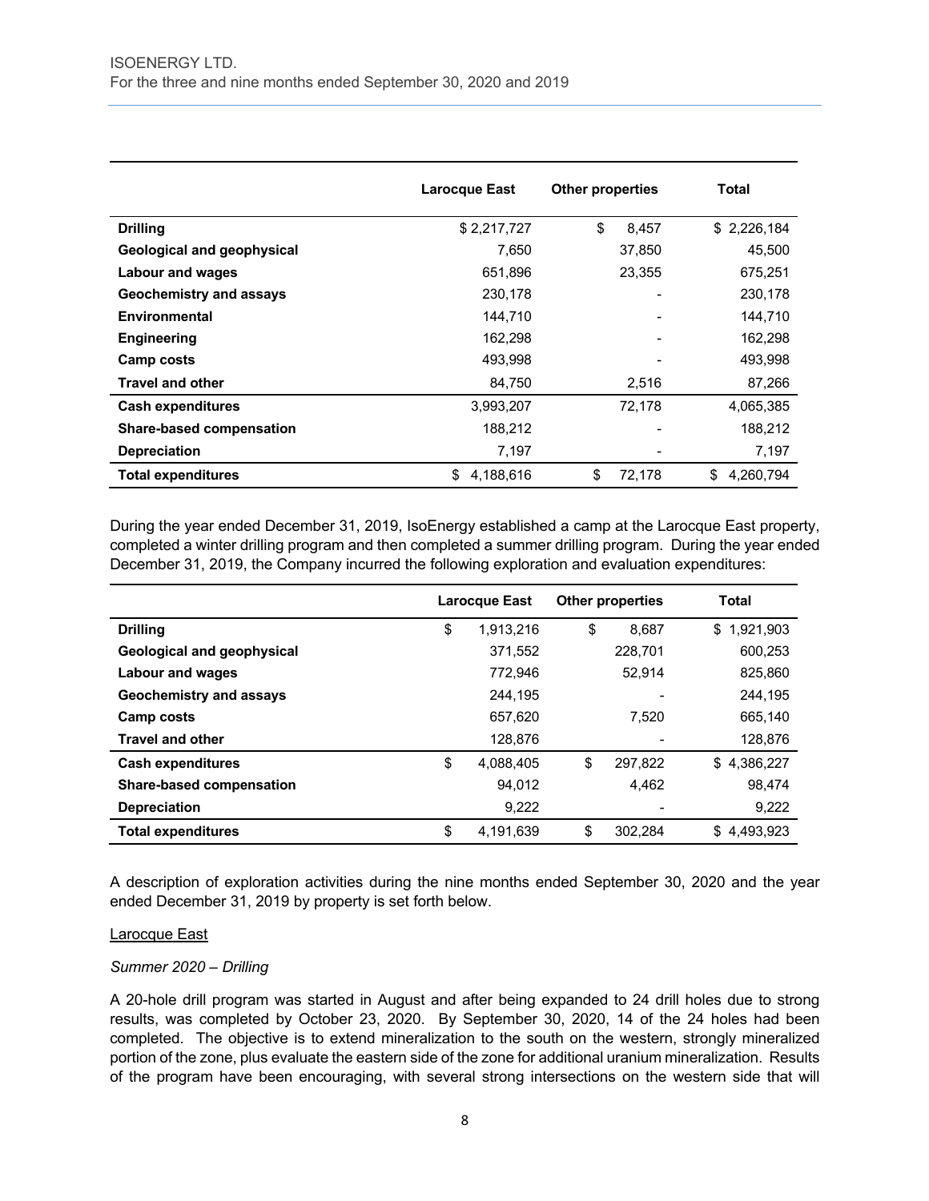| | Larocque East | Other properties | Total |
|---|---|---|---|
| **Drilling** | $ 2,217,727 | $ 8,457 | $ 2,226,184 |
| **Geological and geophysical** | 7,650 | 37,850 | 45,500 |
| **Labour and wages** | 651,896 | 23,355 | 675,251 |
| **Geochemistry and assays** | 230,178 | - | 230,178 |
| **Environmental** | 144,710 | - | 144,710 |
| **Engineering** | 162,298 | - | 162,298 |
| **Camp costs** | 493,998 | - | 493,998 |
| **Travel and other** | 84,750 | 2,516 | 87,266 |
| **Cash expenditures** | 3,993,207 | 72,178 | 4,065,385 |
| **Share-based compensation** | 188,212 | - | 188,212 |
| **Depreciation** | 7,197 | - | 7,197 |
| **Total expenditures** | $ 4,188,616 | $ 72,178 | $ 4,260,794 |

During the year ended December 31, 2019, IsoEnergy established a camp at the Larocque East property, completed a winter drilling program and then completed a summer drilling program. During the year ended December 31, 2019, the Company incurred the following exploration and evaluation expenditures:

| | Larocque East | Other properties | Total |
|---|---|---|---|
| **Drilling** | $ 1,913,216 | $ 8,687 | $ 1,921,903 |
| **Geological and geophysical** | 371,552 | 228,701 | 600,253 |
| **Labour and wages** | 772,946 | 52,914 | 825,860 |
| **Geochemistry and assays** | 244,195 | - | 244,195 |
| **Camp costs** | 657,620 | 7,520 | 665,140 |
| **Travel and other** | 128,876 | - | 128,876 |
| **Cash expenditures** | $ 4,088,405 | $ 297,822 | $ 4,386,227 |
| **Share-based compensation** | 94,012 | 4,462 | 98,474 |
| **Depreciation** | 9,222 | - | 9,222 |
| **Total expenditures** | $ 4,191,639 | $ 302,284 | $ 4,493,923 |

A description of exploration activities during the nine months ended September 30, 2020 and the year ended December 31, 2019 by property is set forth below.

Larocque East

*Summer 2020 – Drilling*

A 20-hole drill program was started in August and after being expanded to 24 drill holes due to strong results, was completed by October 23, 2020. By September 30, 2020, 14 of the 24 holes had been completed. The objective is to extend mineralization to the south on the western, strongly mineralized portion of the zone, plus evaluate the eastern side of the zone for additional uranium mineralization. Results of the program have been encouraging, with several strong intersections on the western side that will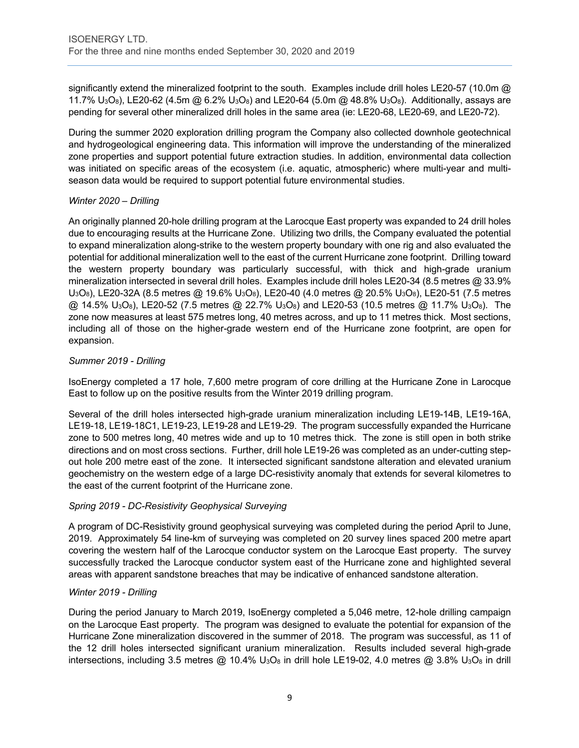significantly extend the mineralized footprint to the south. Examples include drill holes LE20-57 (10.0m @ 11.7% $U_3O_8$), LE20-62 (4.5m @ 6.2% $U_3O_8$) and LE20-64 (5.0m @ 48.8% $U_3O_8$). Additionally, assays are pending for several other mineralized drill holes in the same area (ie: LE20-68, LE20-69, and LE20-72).

During the summer 2020 exploration drilling program the Company also collected downhole geotechnical and hydrogeological engineering data. This information will improve the understanding of the mineralized zone properties and support potential future extraction studies. In addition, environmental data collection was initiated on specific areas of the ecosystem (i.e. aquatic, atmospheric) where multi-year and multi-season data would be required to support potential future environmental studies.

*Winter 2020 – Drilling*

An originally planned 20-hole drilling program at the Larocque East property was expanded to 24 drill holes due to encouraging results at the Hurricane Zone. Utilizing two drills, the Company evaluated the potential to expand mineralization along-strike to the western property boundary with one rig and also evaluated the potential for additional mineralization well to the east of the current Hurricane zone footprint. Drilling toward the western property boundary was particularly successful, with thick and high-grade uranium mineralization intersected in several drill holes. Examples include drill holes LE20-34 (8.5 metres @ 33.9% $U_3O_8$), LE20-32A (8.5 metres @ 19.6% $U_3O_8$), LE20-40 (4.0 metres @ 20.5% $U_3O_8$), LE20-51 (7.5 metres @ 14.5% $U_3O_8$), LE20-52 (7.5 metres @ 22.7% $U_3O_8$) and LE20-53 (10.5 metres @ 11.7% $U_3O_8$). The zone now measures at least 575 metres long, 40 metres across, and up to 11 metres thick. Most sections, including all of those on the higher-grade western end of the Hurricane zone footprint, are open for expansion.

*Summer 2019 - Drilling*

IsoEnergy completed a 17 hole, 7,600 metre program of core drilling at the Hurricane Zone in Larocque East to follow up on the positive results from the Winter 2019 drilling program.

Several of the drill holes intersected high-grade uranium mineralization including LE19-14B, LE19-16A, LE19-18, LE19-18C1, LE19-23, LE19-28 and LE19-29. The program successfully expanded the Hurricane zone to 500 metres long, 40 metres wide and up to 10 metres thick. The zone is still open in both strike directions and on most cross sections. Further, drill hole LE19-26 was completed as an under-cutting step-out hole 200 metre east of the zone. It intersected significant sandstone alteration and elevated uranium geochemistry on the western edge of a large DC-resistivity anomaly that extends for several kilometres to the east of the current footprint of the Hurricane zone.

*Spring 2019 - DC-Resistivity Geophysical Surveying*

A program of DC-Resistivity ground geophysical surveying was completed during the period April to June, 2019. Approximately 54 line-km of surveying was completed on 20 survey lines spaced 200 metre apart covering the western half of the Larocque conductor system on the Larocque East property. The survey successfully tracked the Larocque conductor system east of the Hurricane zone and highlighted several areas with apparent sandstone breaches that may be indicative of enhanced sandstone alteration.

*Winter 2019 - Drilling*

During the period January to March 2019, IsoEnergy completed a 5,046 metre, 12-hole drilling campaign on the Larocque East property. The program was designed to evaluate the potential for expansion of the Hurricane Zone mineralization discovered in the summer of 2018. The program was successful, as 11 of the 12 drill holes intersected significant uranium mineralization. Results included several high-grade intersections, including 3.5 metres @ 10.4% $U_3O_8$ in drill hole LE19-02, 4.0 metres @ 3.8% $U_3O_8$ in drill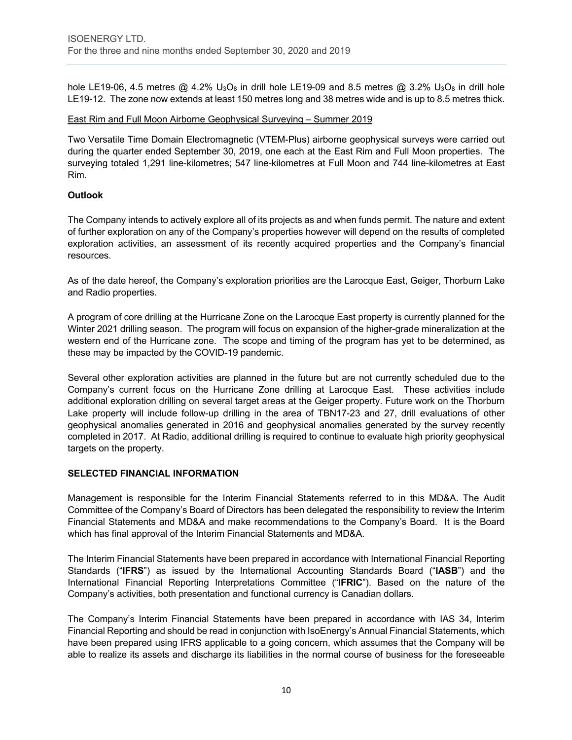hole LE19-06, 4.5 metres @ 4.2% $U_3O_8$ in drill hole LE19-09 and 8.5 metres @ 3.2% $U_3O_8$ in drill hole LE19-12. The zone now extends at least 150 metres long and 38 metres wide and is up to 8.5 metres thick.

East Rim and Full Moon Airborne Geophysical Surveying – Summer 2019

Two Versatile Time Domain Electromagnetic (VTEM-Plus) airborne geophysical surveys were carried out during the quarter ended September 30, 2019, one each at the East Rim and Full Moon properties. The surveying totaled 1,291 line-kilometres; 547 line-kilometres at Full Moon and 744 line-kilometres at East Rim.

**Outlook**

The Company intends to actively explore all of its projects as and when funds permit. The nature and extent of further exploration on any of the Company's properties however will depend on the results of completed exploration activities, an assessment of its recently acquired properties and the Company's financial resources.

As of the date hereof, the Company's exploration priorities are the Larocque East, Geiger, Thorburn Lake and Radio properties.

A program of core drilling at the Hurricane Zone on the Larocque East property is currently planned for the Winter 2021 drilling season. The program will focus on expansion of the higher-grade mineralization at the western end of the Hurricane zone. The scope and timing of the program has yet to be determined, as these may be impacted by the COVID-19 pandemic.

Several other exploration activities are planned in the future but are not currently scheduled due to the Company's current focus on the Hurricane Zone drilling at Larocque East. These activities include additional exploration drilling on several target areas at the Geiger property. Future work on the Thorburn Lake property will include follow-up drilling in the area of TBN17-23 and 27, drill evaluations of other geophysical anomalies generated in 2016 and geophysical anomalies generated by the survey recently completed in 2017. At Radio, additional drilling is required to continue to evaluate high priority geophysical targets on the property.

## SELECTED FINANCIAL INFORMATION

Management is responsible for the Interim Financial Statements referred to in this MD&A. The Audit Committee of the Company's Board of Directors has been delegated the responsibility to review the Interim Financial Statements and MD&A and make recommendations to the Company's Board. It is the Board which has final approval of the Interim Financial Statements and MD&A.

The Interim Financial Statements have been prepared in accordance with International Financial Reporting Standards ("**IFRS**") as issued by the International Accounting Standards Board ("**IASB**") and the International Financial Reporting Interpretations Committee ("**IFRIC**"). Based on the nature of the Company's activities, both presentation and functional currency is Canadian dollars.

The Company's Interim Financial Statements have been prepared in accordance with IAS 34, Interim Financial Reporting and should be read in conjunction with IsoEnergy's Annual Financial Statements, which have been prepared using IFRS applicable to a going concern, which assumes that the Company will be able to realize its assets and discharge its liabilities in the normal course of business for the foreseeable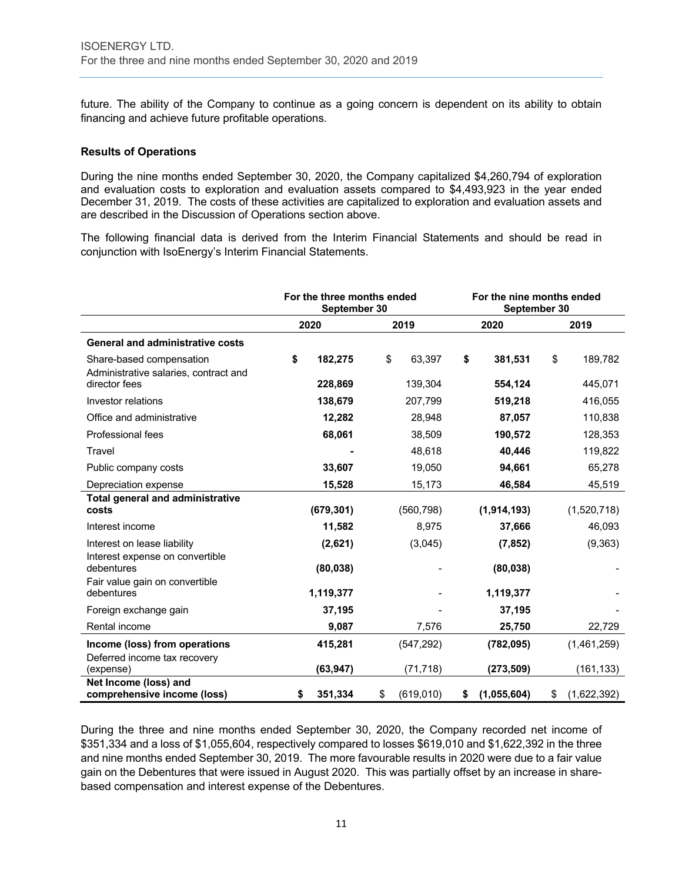future. The ability of the Company to continue as a going concern is dependent on its ability to obtain financing and achieve future profitable operations.

**Results of Operations**

During the nine months ended September 30, 2020, the Company capitalized $4,260,794 of exploration and evaluation costs to exploration and evaluation assets compared to $4,493,923 in the year ended December 31, 2019. The costs of these activities are capitalized to exploration and evaluation assets and are described in the Discussion of Operations section above.

The following financial data is derived from the Interim Financial Statements and should be read in conjunction with IsoEnergy's Interim Financial Statements.

| | For the three months ended September 30 | | For the nine months ended September 30 | |
|---|---|---|---|---|
| | **2020** | **2019** | **2020** | **2019** |
| **General and administrative costs** | | | | |
| Share-based compensation | **$ 182,275** | $ 63,397 | **$ 381,531** | $ 189,782 |
| Administrative salaries, contract and director fees | **228,869** | 139,304 | **554,124** | 445,071 |
| Investor relations | **138,679** | 207,799 | **519,218** | 416,055 |
| Office and administrative | **12,282** | 28,948 | **87,057** | 110,838 |
| Professional fees | **68,061** | 38,509 | **190,572** | 128,353 |
| Travel | **-** | 48,618 | **40,446** | 119,822 |
| Public company costs | **33,607** | 19,050 | **94,661** | 65,278 |
| Depreciation expense | **15,528** | 15,173 | **46,584** | 45,519 |
| **Total general and administrative costs** | **(679,301)** | (560,798) | **(1,914,193)** | (1,520,718) |
| Interest income | **11,582** | 8,975 | **37,666** | 46,093 |
| Interest on lease liability | **(2,621)** | (3,045) | **(7,852)** | (9,363) |
| Interest expense on convertible debentures | **(80,038)** | - | **(80,038)** | - |
| Fair value gain on convertible debentures | **1,119,377** | - | **1,119,377** | - |
| Foreign exchange gain | **37,195** | - | **37,195** | - |
| Rental income | **9,087** | 7,576 | **25,750** | 22,729 |
| **Income (loss) from operations** | **415,281** | (547,292) | **(782,095)** | (1,461,259) |
| Deferred income tax recovery (expense) | **(63,947)** | (71,718) | **(273,509)** | (161,133) |
| **Net Income (loss) and comprehensive income (loss)** | **$ 351,334** | $ (619,010) | **$ (1,055,604)** | $ (1,622,392) |

During the three and nine months ended September 30, 2020, the Company recorded net income of $351,334 and a loss of $1,055,604, respectively compared to losses $619,010 and $1,622,392 in the three and nine months ended September 30, 2019. The more favourable results in 2020 were due to a fair value gain on the Debentures that were issued in August 2020. This was partially offset by an increase in share-based compensation and interest expense of the Debentures.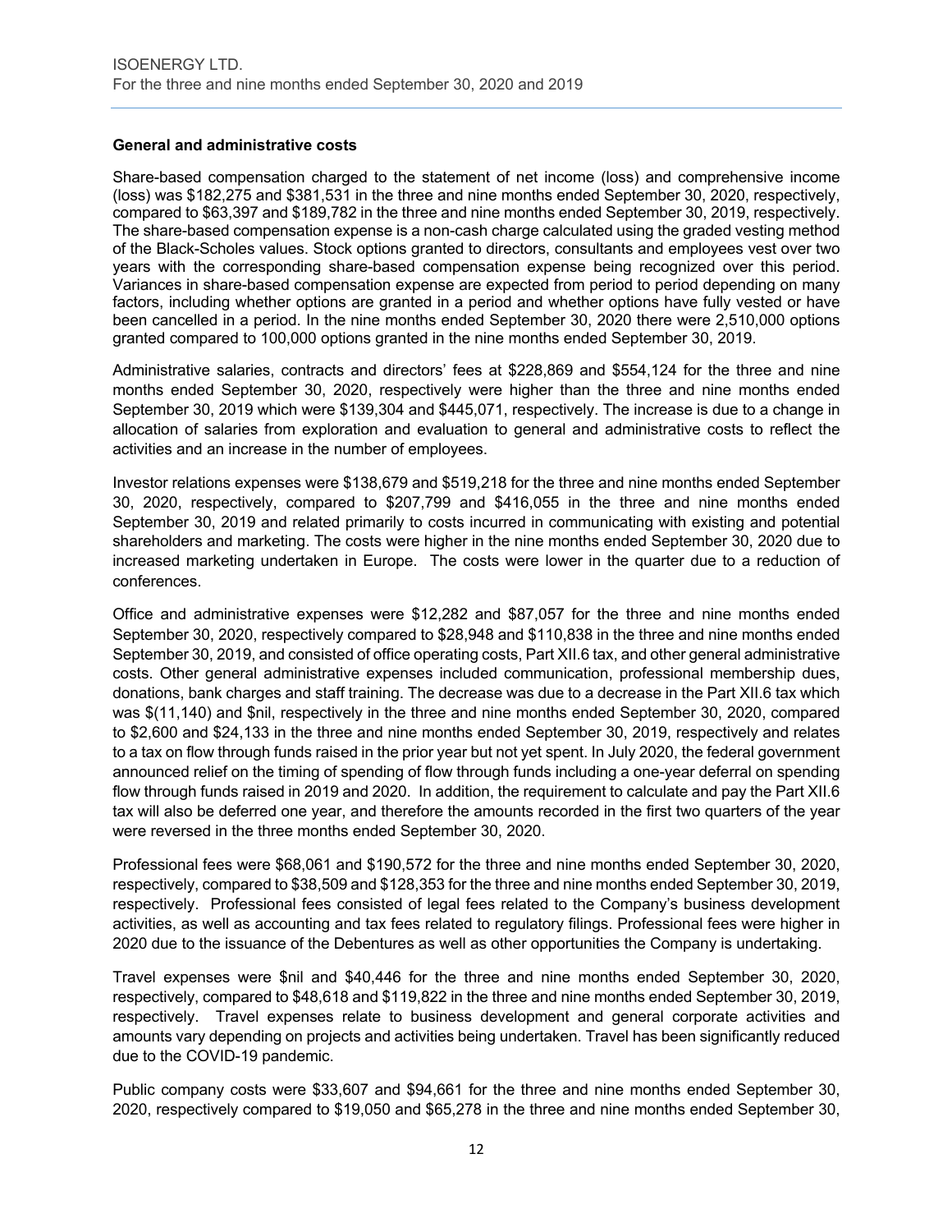**General and administrative costs**

Share-based compensation charged to the statement of net income (loss) and comprehensive income (loss) was $182,275 and $381,531 in the three and nine months ended September 30, 2020, respectively, compared to $63,397 and $189,782 in the three and nine months ended September 30, 2019, respectively. The share-based compensation expense is a non-cash charge calculated using the graded vesting method of the Black-Scholes values. Stock options granted to directors, consultants and employees vest over two years with the corresponding share-based compensation expense being recognized over this period. Variances in share-based compensation expense are expected from period to period depending on many factors, including whether options are granted in a period and whether options have fully vested or have been cancelled in a period. In the nine months ended September 30, 2020 there were 2,510,000 options granted compared to 100,000 options granted in the nine months ended September 30, 2019.

Administrative salaries, contracts and directors' fees at $228,869 and $554,124 for the three and nine months ended September 30, 2020, respectively were higher than the three and nine months ended September 30, 2019 which were $139,304 and $445,071, respectively. The increase is due to a change in allocation of salaries from exploration and evaluation to general and administrative costs to reflect the activities and an increase in the number of employees.

Investor relations expenses were $138,679 and $519,218 for the three and nine months ended September 30, 2020, respectively, compared to $207,799 and $416,055 in the three and nine months ended September 30, 2019 and related primarily to costs incurred in communicating with existing and potential shareholders and marketing. The costs were higher in the nine months ended September 30, 2020 due to increased marketing undertaken in Europe. The costs were lower in the quarter due to a reduction of conferences.

Office and administrative expenses were $12,282 and $87,057 for the three and nine months ended September 30, 2020, respectively compared to $28,948 and $110,838 in the three and nine months ended September 30, 2019, and consisted of office operating costs, Part XII.6 tax, and other general administrative costs. Other general administrative expenses included communication, professional membership dues, donations, bank charges and staff training. The decrease was due to a decrease in the Part XII.6 tax which was $(11,140) and $nil, respectively in the three and nine months ended September 30, 2020, compared to $2,600 and $24,133 in the three and nine months ended September 30, 2019, respectively and relates to a tax on flow through funds raised in the prior year but not yet spent. In July 2020, the federal government announced relief on the timing of spending of flow through funds including a one-year deferral on spending flow through funds raised in 2019 and 2020. In addition, the requirement to calculate and pay the Part XII.6 tax will also be deferred one year, and therefore the amounts recorded in the first two quarters of the year were reversed in the three months ended September 30, 2020.

Professional fees were $68,061 and $190,572 for the three and nine months ended September 30, 2020, respectively, compared to $38,509 and $128,353 for the three and nine months ended September 30, 2019, respectively. Professional fees consisted of legal fees related to the Company's business development activities, as well as accounting and tax fees related to regulatory filings. Professional fees were higher in 2020 due to the issuance of the Debentures as well as other opportunities the Company is undertaking.

Travel expenses were $nil and $40,446 for the three and nine months ended September 30, 2020, respectively, compared to $48,618 and $119,822 in the three and nine months ended September 30, 2019, respectively. Travel expenses relate to business development and general corporate activities and amounts vary depending on projects and activities being undertaken. Travel has been significantly reduced due to the COVID-19 pandemic.

Public company costs were $33,607 and $94,661 for the three and nine months ended September 30, 2020, respectively compared to $19,050 and $65,278 in the three and nine months ended September 30,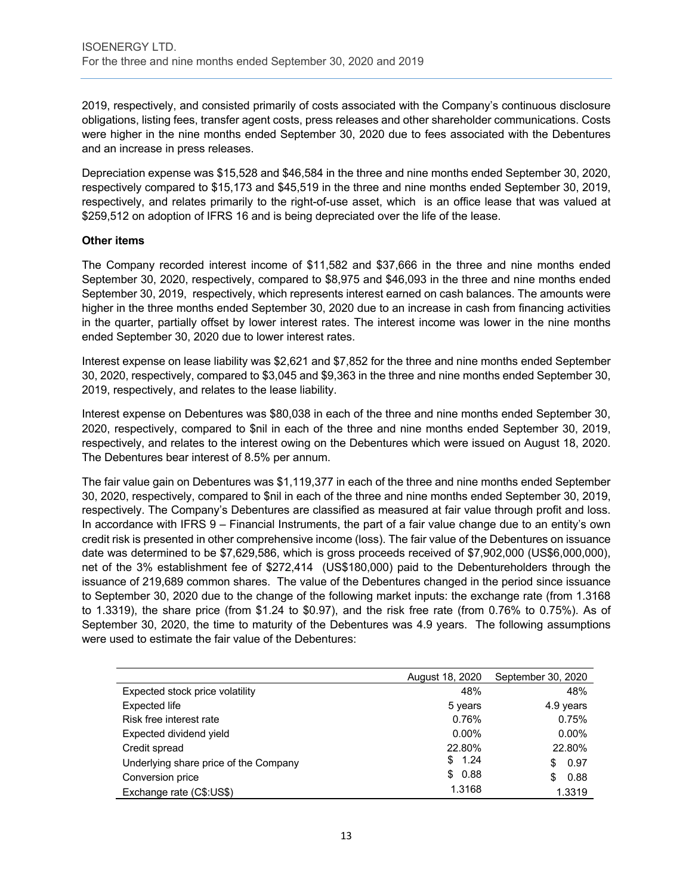2019, respectively, and consisted primarily of costs associated with the Company's continuous disclosure obligations, listing fees, transfer agent costs, press releases and other shareholder communications. Costs were higher in the nine months ended September 30, 2020 due to fees associated with the Debentures and an increase in press releases.

Depreciation expense was $15,528 and $46,584 in the three and nine months ended September 30, 2020, respectively compared to $15,173 and $45,519 in the three and nine months ended September 30, 2019, respectively, and relates primarily to the right-of-use asset, which is an office lease that was valued at $259,512 on adoption of IFRS 16 and is being depreciated over the life of the lease.

**Other items**

The Company recorded interest income of $11,582 and $37,666 in the three and nine months ended September 30, 2020, respectively, compared to $8,975 and $46,093 in the three and nine months ended September 30, 2019, respectively, which represents interest earned on cash balances. The amounts were higher in the three months ended September 30, 2020 due to an increase in cash from financing activities in the quarter, partially offset by lower interest rates. The interest income was lower in the nine months ended September 30, 2020 due to lower interest rates.

Interest expense on lease liability was $2,621 and $7,852 for the three and nine months ended September 30, 2020, respectively, compared to $3,045 and $9,363 in the three and nine months ended September 30, 2019, respectively, and relates to the lease liability.

Interest expense on Debentures was $80,038 in each of the three and nine months ended September 30, 2020, respectively, compared to $nil in each of the three and nine months ended September 30, 2019, respectively, and relates to the interest owing on the Debentures which were issued on August 18, 2020. The Debentures bear interest of 8.5% per annum.

The fair value gain on Debentures was $1,119,377 in each of the three and nine months ended September 30, 2020, respectively, compared to $nil in each of the three and nine months ended September 30, 2019, respectively. The Company's Debentures are classified as measured at fair value through profit and loss. In accordance with IFRS 9 – Financial Instruments, the part of a fair value change due to an entity's own credit risk is presented in other comprehensive income (loss). The fair value of the Debentures on issuance date was determined to be $7,629,586, which is gross proceeds received of $7,902,000 (US$6,000,000), net of the 3% establishment fee of $272,414 (US$180,000) paid to the Debentureholders through the issuance of 219,689 common shares. The value of the Debentures changed in the period since issuance to September 30, 2020 due to the change of the following market inputs: the exchange rate (from 1.3168 to 1.3319), the share price (from $1.24 to $0.97), and the risk free rate (from 0.76% to 0.75%). As of September 30, 2020, the time to maturity of the Debentures was 4.9 years. The following assumptions were used to estimate the fair value of the Debentures:

| | August 18, 2020 | September 30, 2020 |
|---|---|---|
| Expected stock price volatility | 48% | 48% |
| Expected life | 5 years | 4.9 years |
| Risk free interest rate | 0.76% | 0.75% |
| Expected dividend yield | 0.00% | 0.00% |
| Credit spread | 22.80% | 22.80% |
| Underlying share price of the Company | $ 1.24 | $ 0.97 |
| Conversion price | $ 0.88 | $ 0.88 |
| Exchange rate (C$:US$) | 1.3168 | 1.3319 |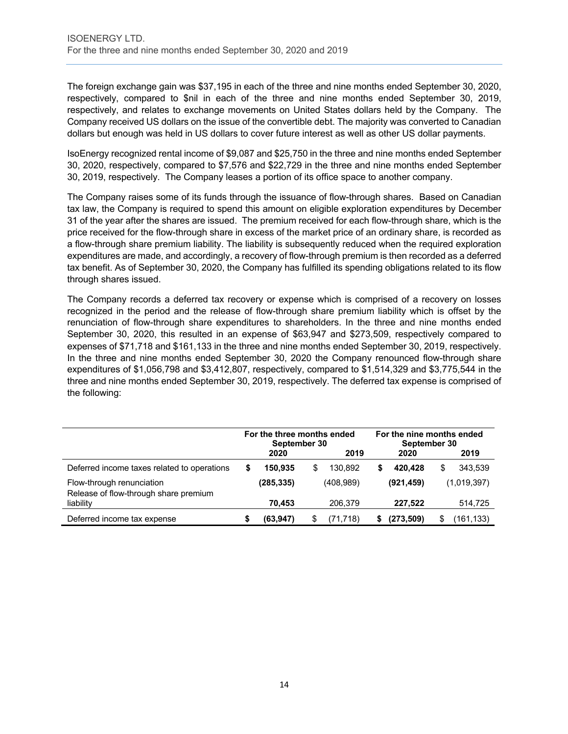The foreign exchange gain was $37,195 in each of the three and nine months ended September 30, 2020, respectively, compared to $nil in each of the three and nine months ended September 30, 2019, respectively, and relates to exchange movements on United States dollars held by the Company. The Company received US dollars on the issue of the convertible debt. The majority was converted to Canadian dollars but enough was held in US dollars to cover future interest as well as other US dollar payments.

IsoEnergy recognized rental income of $9,087 and $25,750 in the three and nine months ended September 30, 2020, respectively, compared to $7,576 and $22,729 in the three and nine months ended September 30, 2019, respectively. The Company leases a portion of its office space to another company.

The Company raises some of its funds through the issuance of flow-through shares. Based on Canadian tax law, the Company is required to spend this amount on eligible exploration expenditures by December 31 of the year after the shares are issued. The premium received for each flow-through share, which is the price received for the flow-through share in excess of the market price of an ordinary share, is recorded as a flow-through share premium liability. The liability is subsequently reduced when the required exploration expenditures are made, and accordingly, a recovery of flow-through premium is then recorded as a deferred tax benefit. As of September 30, 2020, the Company has fulfilled its spending obligations related to its flow through shares issued.

The Company records a deferred tax recovery or expense which is comprised of a recovery on losses recognized in the period and the release of flow-through share premium liability which is offset by the renunciation of flow-through share expenditures to shareholders. In the three and nine months ended September 30, 2020, this resulted in an expense of $63,947 and $273,509, respectively compared to expenses of $71,718 and $161,133 in the three and nine months ended September 30, 2019, respectively. In the three and nine months ended September 30, 2020 the Company renounced flow-through share expenditures of $1,056,798 and $3,412,807, respectively, compared to $1,514,329 and $3,775,544 in the three and nine months ended September 30, 2019, respectively. The deferred tax expense is comprised of the following:

| | For the three months ended September 30 | | For the nine months ended September 30 | |
|---|---|---|---|---|
| | **2020** | 2019 | **2020** | 2019 |
| Deferred income taxes related to operations | **$ 150,935** | $ 130,892 | **$ 420,428** | $ 343,539 |
| Flow-through renunciation | **(285,335)** | (408,989) | **(921,459)** | (1,019,397) |
| Release of flow-through share premium liability | **70,453** | 206,379 | **227,522** | 514,725 |
| Deferred income tax expense | **$ (63,947)** | $ (71,718) | **$ (273,509)** | $ (161,133) |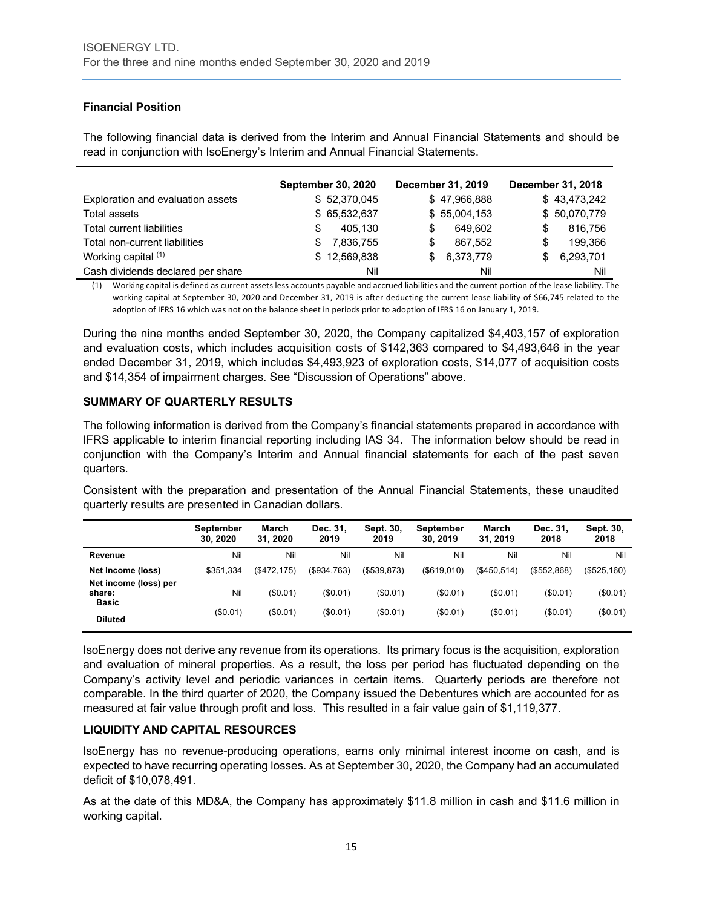### Financial Position

The following financial data is derived from the Interim and Annual Financial Statements and should be read in conjunction with IsoEnergy's Interim and Annual Financial Statements.

| | September 30, 2020 | December 31, 2019 | December 31, 2018 |
|---|---|---|---|
| Exploration and evaluation assets | $ 52,370,045 | $ 47,966,888 | $ 43,473,242 |
| Total assets | $ 65,532,637 | $ 55,004,153 | $ 50,070,779 |
| Total current liabilities | $ 405,130 | $ 649,602 | $ 816,756 |
| Total non-current liabilities | $ 7,836,755 | $ 867,552 | $ 199,366 |
| Working capital (1) | $ 12,569,838 | $ 6,373,779 | $ 6,293,701 |
| Cash dividends declared per share | Nil | Nil | Nil |

(1) Working capital is defined as current assets less accounts payable and accrued liabilities and the current portion of the lease liability. The working capital at September 30, 2020 and December 31, 2019 is after deducting the current lease liability of $66,745 related to the adoption of IFRS 16 which was not on the balance sheet in periods prior to adoption of IFRS 16 on January 1, 2019.

During the nine months ended September 30, 2020, the Company capitalized $4,403,157 of exploration and evaluation costs, which includes acquisition costs of $142,363 compared to $4,493,646 in the year ended December 31, 2019, which includes $4,493,923 of exploration costs, $14,077 of acquisition costs and $14,354 of impairment charges. See "Discussion of Operations" above.

### SUMMARY OF QUARTERLY RESULTS

The following information is derived from the Company's financial statements prepared in accordance with IFRS applicable to interim financial reporting including IAS 34. The information below should be read in conjunction with the Company's Interim and Annual financial statements for each of the past seven quarters.

Consistent with the preparation and presentation of the Annual Financial Statements, these unaudited quarterly results are presented in Canadian dollars.

| | September 30, 2020 | March 31, 2020 | Dec. 31, 2019 | Sept. 30, 2019 | September 30, 2019 | March 31, 2019 | Dec. 31, 2018 | Sept. 30, 2018 |
|---|---|---|---|---|---|---|---|---|
| **Revenue** | Nil | Nil | Nil | Nil | Nil | Nil | Nil | Nil |
| **Net Income (loss)** | $351,334 | ($472,175) | ($934,763) | ($539,873) | ($619,010) | ($450,514) | ($552,868) | ($525,160) |
| **Net income (loss) per share:** **Basic** | Nil | ($0.01) | ($0.01) | ($0.01) | ($0.01) | ($0.01) | ($0.01) | ($0.01) |
| **Diluted** | ($0.01) | ($0.01) | ($0.01) | ($0.01) | ($0.01) | ($0.01) | ($0.01) | ($0.01) |

IsoEnergy does not derive any revenue from its operations. Its primary focus is the acquisition, exploration and evaluation of mineral properties. As a result, the loss per period has fluctuated depending on the Company's activity level and periodic variances in certain items. Quarterly periods are therefore not comparable. In the third quarter of 2020, the Company issued the Debentures which are accounted for as measured at fair value through profit and loss. This resulted in a fair value gain of $1,119,377.

### LIQUIDITY AND CAPITAL RESOURCES

IsoEnergy has no revenue-producing operations, earns only minimal interest income on cash, and is expected to have recurring operating losses. As at September 30, 2020, the Company had an accumulated deficit of $10,078,491.

As at the date of this MD&A, the Company has approximately $11.8 million in cash and $11.6 million in working capital.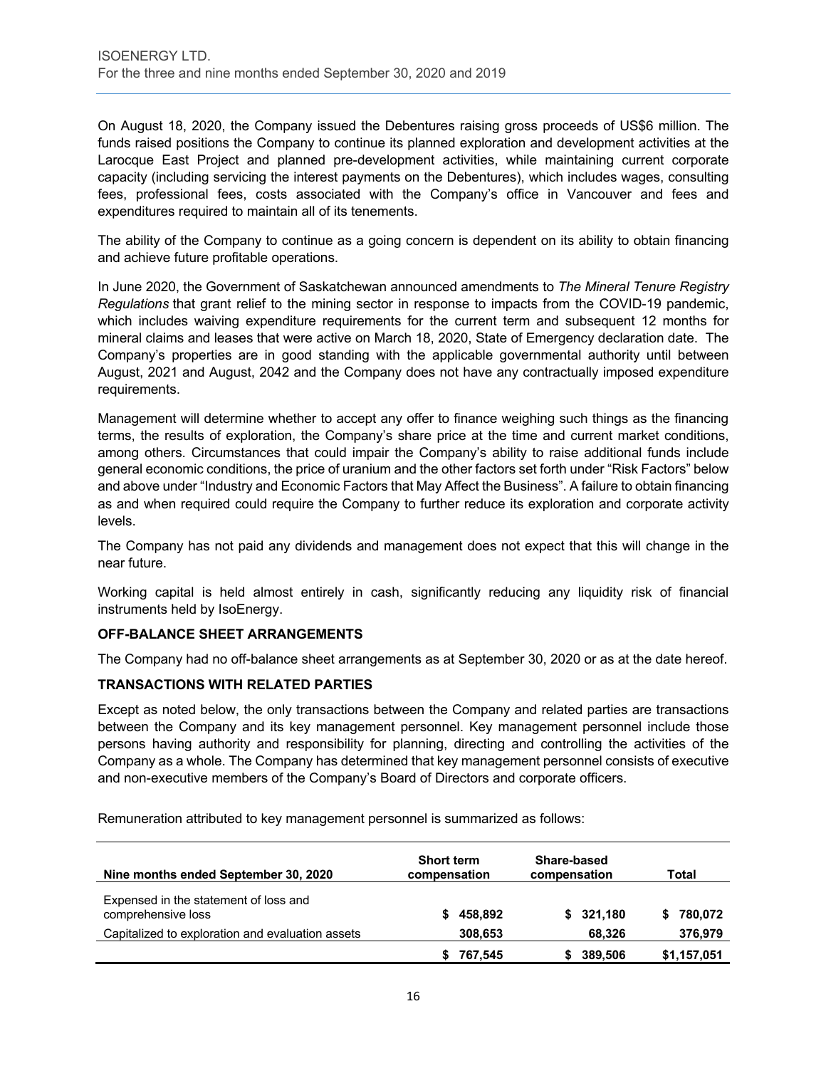On August 18, 2020, the Company issued the Debentures raising gross proceeds of US$6 million. The funds raised positions the Company to continue its planned exploration and development activities at the Larocque East Project and planned pre-development activities, while maintaining current corporate capacity (including servicing the interest payments on the Debentures), which includes wages, consulting fees, professional fees, costs associated with the Company's office in Vancouver and fees and expenditures required to maintain all of its tenements.

The ability of the Company to continue as a going concern is dependent on its ability to obtain financing and achieve future profitable operations.

In June 2020, the Government of Saskatchewan announced amendments to *The Mineral Tenure Registry Regulations* that grant relief to the mining sector in response to impacts from the COVID-19 pandemic, which includes waiving expenditure requirements for the current term and subsequent 12 months for mineral claims and leases that were active on March 18, 2020, State of Emergency declaration date. The Company's properties are in good standing with the applicable governmental authority until between August, 2021 and August, 2042 and the Company does not have any contractually imposed expenditure requirements.

Management will determine whether to accept any offer to finance weighing such things as the financing terms, the results of exploration, the Company's share price at the time and current market conditions, among others. Circumstances that could impair the Company's ability to raise additional funds include general economic conditions, the price of uranium and the other factors set forth under "Risk Factors" below and above under "Industry and Economic Factors that May Affect the Business". A failure to obtain financing as and when required could require the Company to further reduce its exploration and corporate activity levels.

The Company has not paid any dividends and management does not expect that this will change in the near future.

Working capital is held almost entirely in cash, significantly reducing any liquidity risk of financial instruments held by IsoEnergy.

## OFF-BALANCE SHEET ARRANGEMENTS

The Company had no off-balance sheet arrangements as at September 30, 2020 or as at the date hereof.

## TRANSACTIONS WITH RELATED PARTIES

Except as noted below, the only transactions between the Company and related parties are transactions between the Company and its key management personnel. Key management personnel include those persons having authority and responsibility for planning, directing and controlling the activities of the Company as a whole. The Company has determined that key management personnel consists of executive and non-executive members of the Company's Board of Directors and corporate officers.

Remuneration attributed to key management personnel is summarized as follows:

| Nine months ended September 30, 2020 | Short term compensation | Share-based compensation | Total |
|---|---|---|---|
| Expensed in the statement of loss and comprehensive loss | $ 458,892 | $ 321,180 | $ 780,072 |
| Capitalized to exploration and evaluation assets | 308,653 | 68,326 | 376,979 |
| | $ 767,545 | $ 389,506 | $1,157,051 |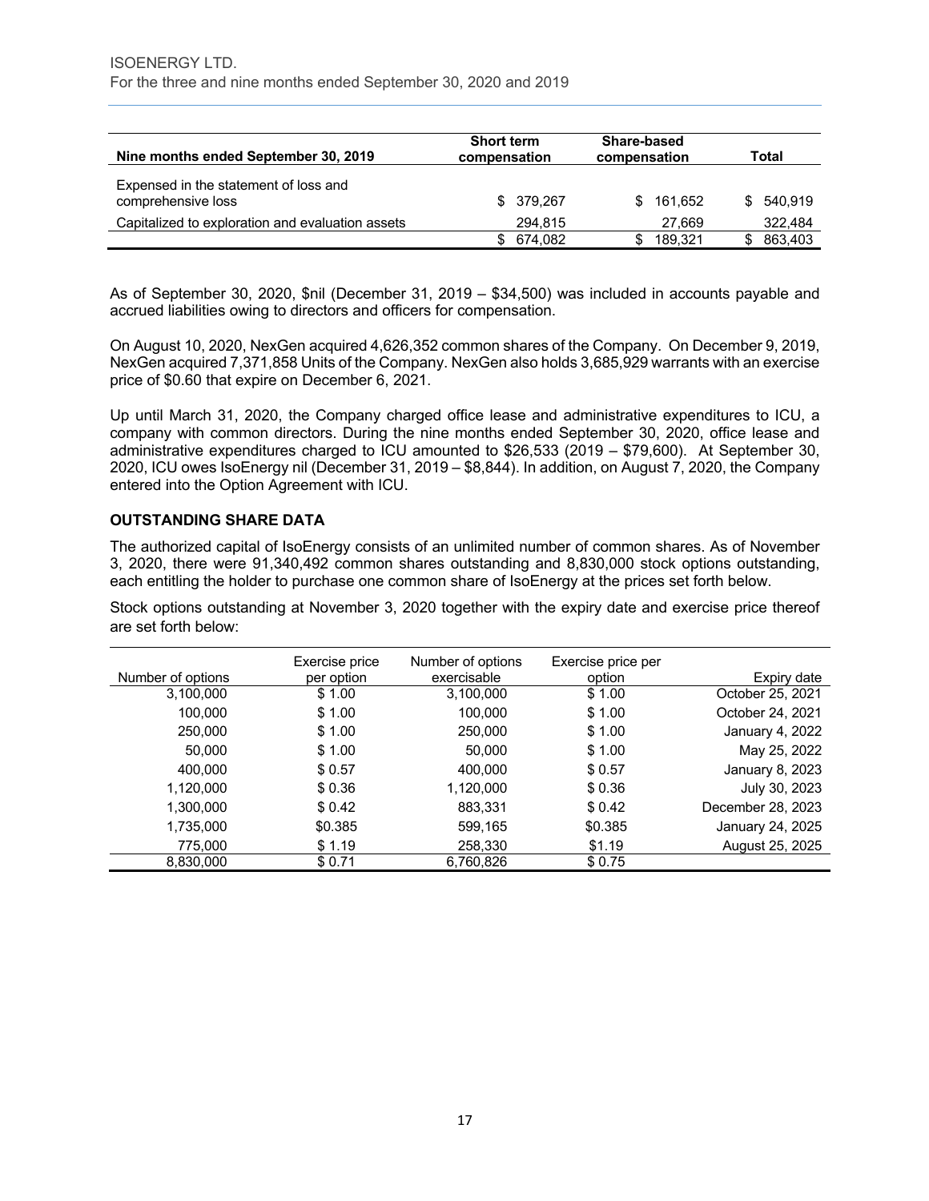| Nine months ended September 30, 2019 | Short term compensation | Share-based compensation | Total |
|---|---|---|---|
| Expensed in the statement of loss and comprehensive loss | $ 379,267 | $ 161,652 | $ 540,919 |
| Capitalized to exploration and evaluation assets | 294,815 | 27,669 | 322,484 |
| | $ 674,082 | $ 189,321 | $ 863,403 |

As of September 30, 2020, $nil (December 31, 2019 – $34,500) was included in accounts payable and accrued liabilities owing to directors and officers for compensation.

On August 10, 2020, NexGen acquired 4,626,352 common shares of the Company. On December 9, 2019, NexGen acquired 7,371,858 Units of the Company. NexGen also holds 3,685,929 warrants with an exercise price of $0.60 that expire on December 6, 2021.

Up until March 31, 2020, the Company charged office lease and administrative expenditures to ICU, a company with common directors. During the nine months ended September 30, 2020, office lease and administrative expenditures charged to ICU amounted to $26,533 (2019 – $79,600). At September 30, 2020, ICU owes IsoEnergy nil (December 31, 2019 – $8,844). In addition, on August 7, 2020, the Company entered into the Option Agreement with ICU.

## OUTSTANDING SHARE DATA

The authorized capital of IsoEnergy consists of an unlimited number of common shares. As of November 3, 2020, there were 91,340,492 common shares outstanding and 8,830,000 stock options outstanding, each entitling the holder to purchase one common share of IsoEnergy at the prices set forth below.

Stock options outstanding at November 3, 2020 together with the expiry date and exercise price thereof are set forth below:

| Number of options | Exercise price per option | Number of options exercisable | Exercise price per option | Expiry date |
|---|---|---|---|---|
| 3,100,000 | $ 1.00 | 3,100,000 | $ 1.00 | October 25, 2021 |
| 100,000 | $ 1.00 | 100,000 | $ 1.00 | October 24, 2021 |
| 250,000 | $ 1.00 | 250,000 | $ 1.00 | January 4, 2022 |
| 50,000 | $ 1.00 | 50,000 | $ 1.00 | May 25, 2022 |
| 400,000 | $ 0.57 | 400,000 | $ 0.57 | January 8, 2023 |
| 1,120,000 | $ 0.36 | 1,120,000 | $ 0.36 | July 30, 2023 |
| 1,300,000 | $ 0.42 | 883,331 | $ 0.42 | December 28, 2023 |
| 1,735,000 | $0.385 | 599,165 | $0.385 | January 24, 2025 |
| 775,000 | $ 1.19 | 258,330 | $1.19 | August 25, 2025 |
| 8,830,000 | $ 0.71 | 6,760,826 | $ 0.75 | |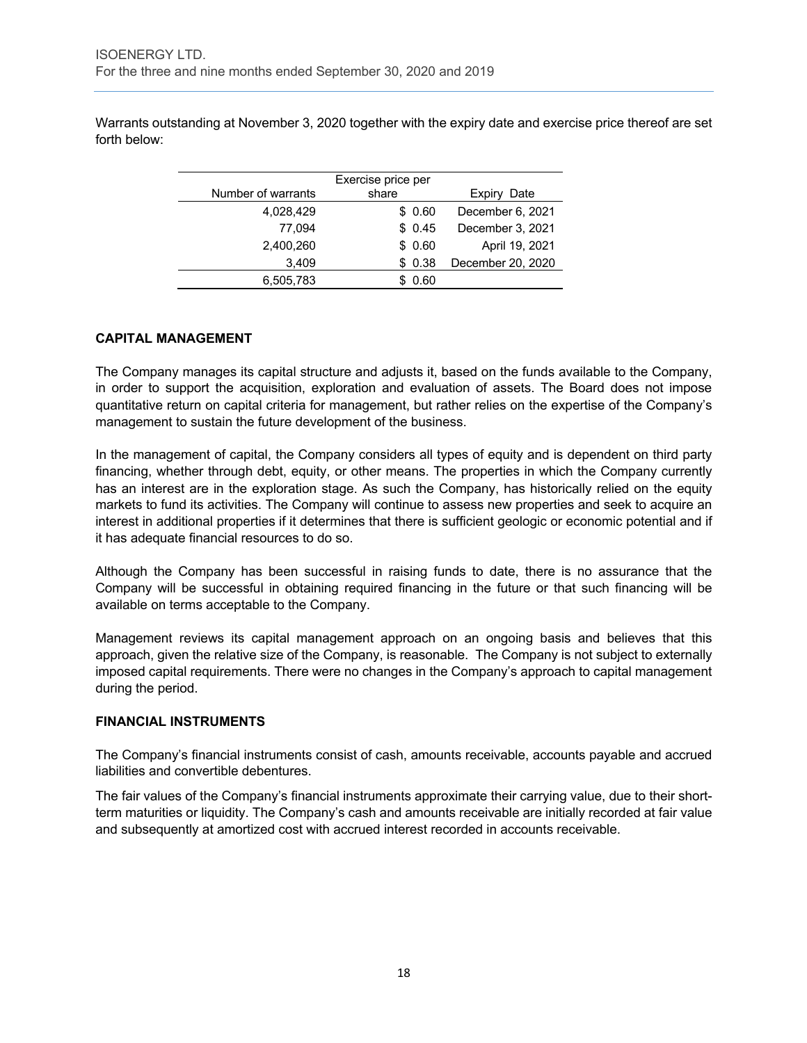Warrants outstanding at November 3, 2020 together with the expiry date and exercise price thereof are set forth below:

| Number of warrants | Exercise price per share | Expiry Date |
|---|---|---|
| 4,028,429 | $ 0.60 | December 6, 2021 |
| 77,094 | $ 0.45 | December 3, 2021 |
| 2,400,260 | $ 0.60 | April 19, 2021 |
| 3,409 | $ 0.38 | December 20, 2020 |
| 6,505,783 | $ 0.60 | |

## CAPITAL MANAGEMENT

The Company manages its capital structure and adjusts it, based on the funds available to the Company, in order to support the acquisition, exploration and evaluation of assets. The Board does not impose quantitative return on capital criteria for management, but rather relies on the expertise of the Company's management to sustain the future development of the business.

In the management of capital, the Company considers all types of equity and is dependent on third party financing, whether through debt, equity, or other means. The properties in which the Company currently has an interest are in the exploration stage. As such the Company, has historically relied on the equity markets to fund its activities. The Company will continue to assess new properties and seek to acquire an interest in additional properties if it determines that there is sufficient geologic or economic potential and if it has adequate financial resources to do so.

Although the Company has been successful in raising funds to date, there is no assurance that the Company will be successful in obtaining required financing in the future or that such financing will be available on terms acceptable to the Company.

Management reviews its capital management approach on an ongoing basis and believes that this approach, given the relative size of the Company, is reasonable. The Company is not subject to externally imposed capital requirements. There were no changes in the Company's approach to capital management during the period.

## FINANCIAL INSTRUMENTS

The Company's financial instruments consist of cash, amounts receivable, accounts payable and accrued liabilities and convertible debentures.

The fair values of the Company's financial instruments approximate their carrying value, due to their short-term maturities or liquidity. The Company's cash and amounts receivable are initially recorded at fair value and subsequently at amortized cost with accrued interest recorded in accounts receivable.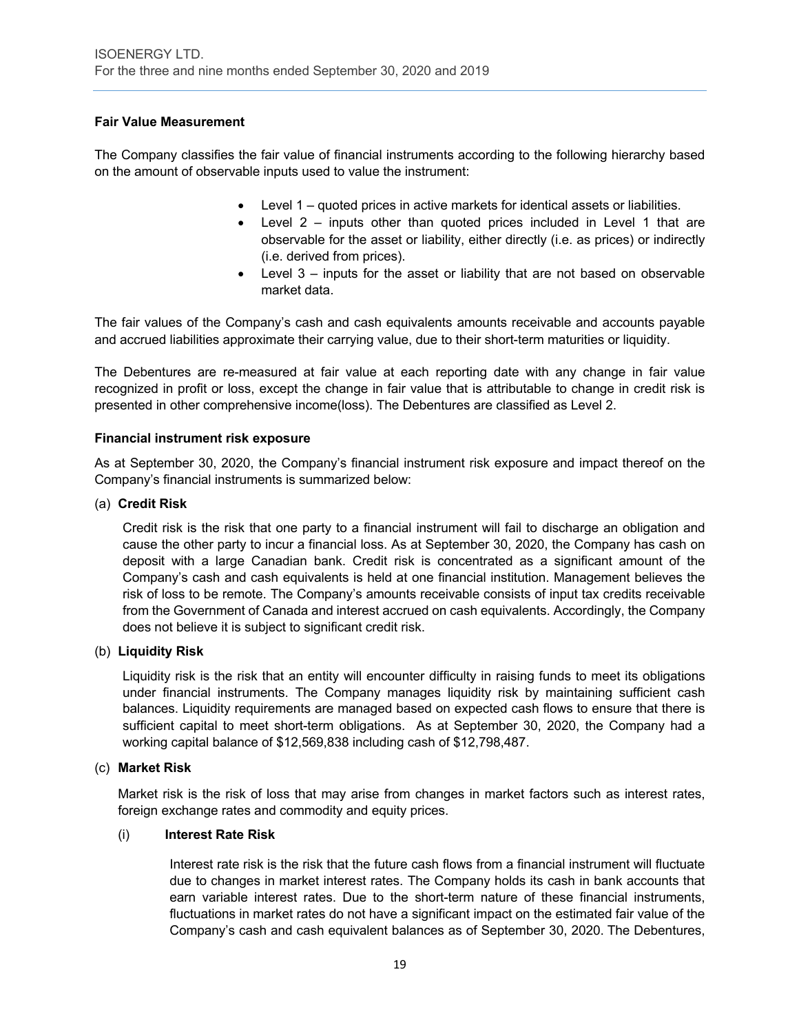### Fair Value Measurement

The Company classifies the fair value of financial instruments according to the following hierarchy based on the amount of observable inputs used to value the instrument:

- Level 1 – quoted prices in active markets for identical assets or liabilities.
- Level 2 – inputs other than quoted prices included in Level 1 that are observable for the asset or liability, either directly (i.e. as prices) or indirectly (i.e. derived from prices).
- Level 3 – inputs for the asset or liability that are not based on observable market data.

The fair values of the Company's cash and cash equivalents amounts receivable and accounts payable and accrued liabilities approximate their carrying value, due to their short-term maturities or liquidity.

The Debentures are re-measured at fair value at each reporting date with any change in fair value recognized in profit or loss, except the change in fair value that is attributable to change in credit risk is presented in other comprehensive income(loss). The Debentures are classified as Level 2.

### Financial instrument risk exposure

As at September 30, 2020, the Company's financial instrument risk exposure and impact thereof on the Company's financial instruments is summarized below:

(a) **Credit Risk**

Credit risk is the risk that one party to a financial instrument will fail to discharge an obligation and cause the other party to incur a financial loss. As at September 30, 2020, the Company has cash on deposit with a large Canadian bank. Credit risk is concentrated as a significant amount of the Company's cash and cash equivalents is held at one financial institution. Management believes the risk of loss to be remote. The Company's amounts receivable consists of input tax credits receivable from the Government of Canada and interest accrued on cash equivalents. Accordingly, the Company does not believe it is subject to significant credit risk.

(b) **Liquidity Risk**

Liquidity risk is the risk that an entity will encounter difficulty in raising funds to meet its obligations under financial instruments. The Company manages liquidity risk by maintaining sufficient cash balances. Liquidity requirements are managed based on expected cash flows to ensure that there is sufficient capital to meet short-term obligations. As at September 30, 2020, the Company had a working capital balance of $12,569,838 including cash of $12,798,487.

(c) **Market Risk**

Market risk is the risk of loss that may arise from changes in market factors such as interest rates, foreign exchange rates and commodity and equity prices.

(i) **Interest Rate Risk**

Interest rate risk is the risk that the future cash flows from a financial instrument will fluctuate due to changes in market interest rates. The Company holds its cash in bank accounts that earn variable interest rates. Due to the short-term nature of these financial instruments, fluctuations in market rates do not have a significant impact on the estimated fair value of the Company's cash and cash equivalent balances as of September 30, 2020. The Debentures,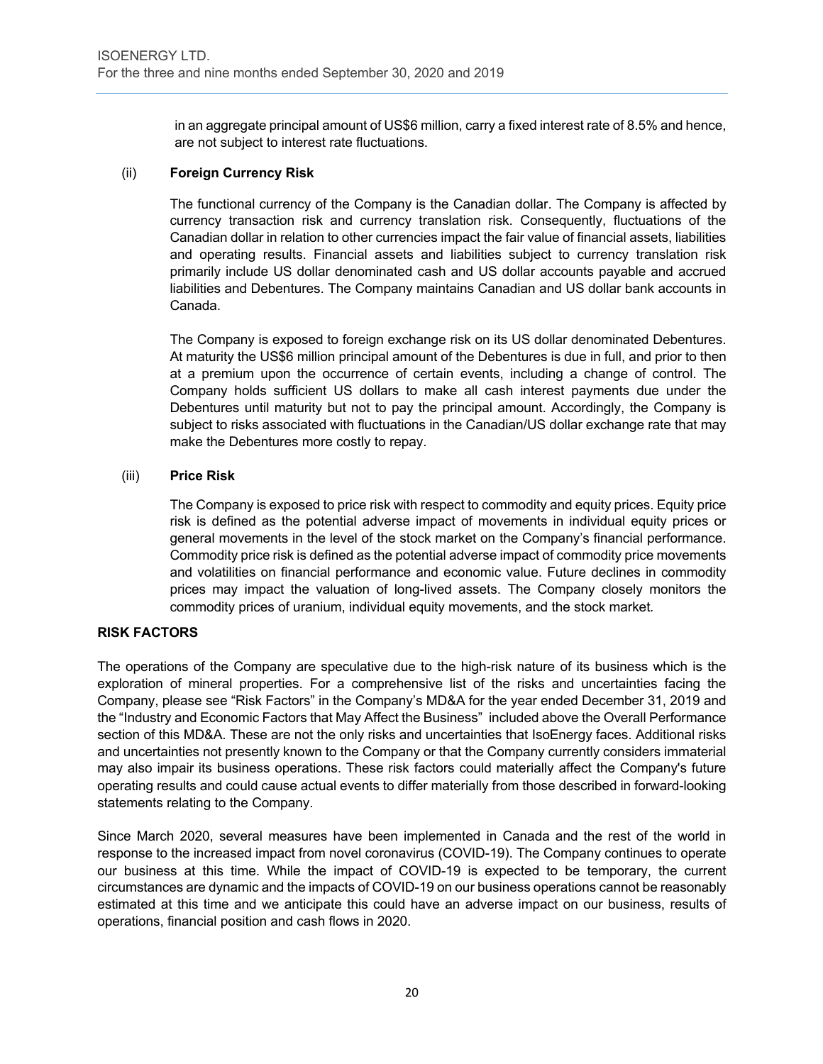in an aggregate principal amount of US$6 million, carry a fixed interest rate of 8.5% and hence, are not subject to interest rate fluctuations.

(ii) **Foreign Currency Risk**

The functional currency of the Company is the Canadian dollar. The Company is affected by currency transaction risk and currency translation risk. Consequently, fluctuations of the Canadian dollar in relation to other currencies impact the fair value of financial assets, liabilities and operating results. Financial assets and liabilities subject to currency translation risk primarily include US dollar denominated cash and US dollar accounts payable and accrued liabilities and Debentures. The Company maintains Canadian and US dollar bank accounts in Canada.

The Company is exposed to foreign exchange risk on its US dollar denominated Debentures. At maturity the US$6 million principal amount of the Debentures is due in full, and prior to then at a premium upon the occurrence of certain events, including a change of control. The Company holds sufficient US dollars to make all cash interest payments due under the Debentures until maturity but not to pay the principal amount. Accordingly, the Company is subject to risks associated with fluctuations in the Canadian/US dollar exchange rate that may make the Debentures more costly to repay.

(iii) **Price Risk**

The Company is exposed to price risk with respect to commodity and equity prices. Equity price risk is defined as the potential adverse impact of movements in individual equity prices or general movements in the level of the stock market on the Company's financial performance. Commodity price risk is defined as the potential adverse impact of commodity price movements and volatilities on financial performance and economic value. Future declines in commodity prices may impact the valuation of long-lived assets. The Company closely monitors the commodity prices of uranium, individual equity movements, and the stock market.

**RISK FACTORS**

The operations of the Company are speculative due to the high-risk nature of its business which is the exploration of mineral properties. For a comprehensive list of the risks and uncertainties facing the Company, please see "Risk Factors" in the Company's MD&A for the year ended December 31, 2019 and the "Industry and Economic Factors that May Affect the Business" included above the Overall Performance section of this MD&A. These are not the only risks and uncertainties that IsoEnergy faces. Additional risks and uncertainties not presently known to the Company or that the Company currently considers immaterial may also impair its business operations. These risk factors could materially affect the Company's future operating results and could cause actual events to differ materially from those described in forward-looking statements relating to the Company.

Since March 2020, several measures have been implemented in Canada and the rest of the world in response to the increased impact from novel coronavirus (COVID-19). The Company continues to operate our business at this time. While the impact of COVID-19 is expected to be temporary, the current circumstances are dynamic and the impacts of COVID-19 on our business operations cannot be reasonably estimated at this time and we anticipate this could have an adverse impact on our business, results of operations, financial position and cash flows in 2020.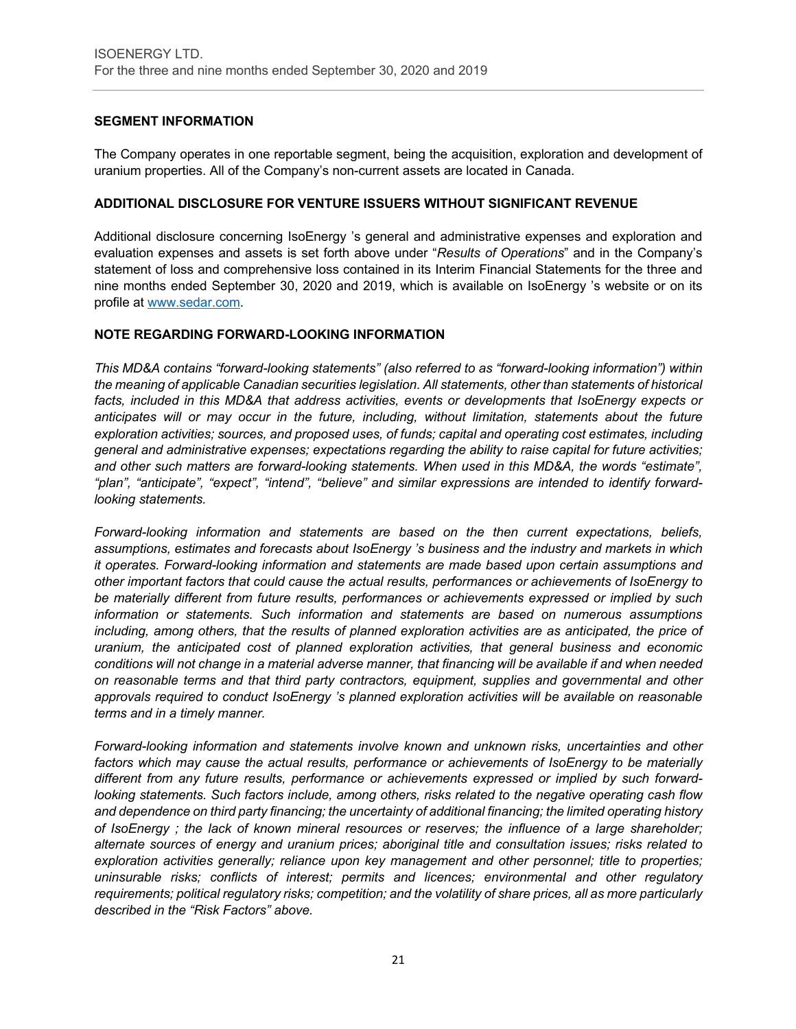## SEGMENT INFORMATION

The Company operates in one reportable segment, being the acquisition, exploration and development of uranium properties. All of the Company's non-current assets are located in Canada.

## ADDITIONAL DISCLOSURE FOR VENTURE ISSUERS WITHOUT SIGNIFICANT REVENUE

Additional disclosure concerning IsoEnergy 's general and administrative expenses and exploration and evaluation expenses and assets is set forth above under "*Results of Operations*" and in the Company's statement of loss and comprehensive loss contained in its Interim Financial Statements for the three and nine months ended September 30, 2020 and 2019, which is available on IsoEnergy 's website or on its profile at www.sedar.com.

## NOTE REGARDING FORWARD-LOOKING INFORMATION

*This MD&A contains "forward-looking statements" (also referred to as "forward-looking information") within the meaning of applicable Canadian securities legislation. All statements, other than statements of historical facts, included in this MD&A that address activities, events or developments that IsoEnergy expects or anticipates will or may occur in the future, including, without limitation, statements about the future exploration activities; sources, and proposed uses, of funds; capital and operating cost estimates, including general and administrative expenses; expectations regarding the ability to raise capital for future activities; and other such matters are forward-looking statements. When used in this MD&A, the words "estimate", "plan", "anticipate", "expect", "intend", "believe" and similar expressions are intended to identify forward-looking statements.*

*Forward-looking information and statements are based on the then current expectations, beliefs, assumptions, estimates and forecasts about IsoEnergy 's business and the industry and markets in which it operates. Forward-looking information and statements are made based upon certain assumptions and other important factors that could cause the actual results, performances or achievements of IsoEnergy to be materially different from future results, performances or achievements expressed or implied by such information or statements. Such information and statements are based on numerous assumptions including, among others, that the results of planned exploration activities are as anticipated, the price of uranium, the anticipated cost of planned exploration activities, that general business and economic conditions will not change in a material adverse manner, that financing will be available if and when needed on reasonable terms and that third party contractors, equipment, supplies and governmental and other approvals required to conduct IsoEnergy 's planned exploration activities will be available on reasonable terms and in a timely manner.*

*Forward-looking information and statements involve known and unknown risks, uncertainties and other factors which may cause the actual results, performance or achievements of IsoEnergy to be materially different from any future results, performance or achievements expressed or implied by such forward-looking statements. Such factors include, among others, risks related to the negative operating cash flow and dependence on third party financing; the uncertainty of additional financing; the limited operating history of IsoEnergy ; the lack of known mineral resources or reserves; the influence of a large shareholder; alternate sources of energy and uranium prices; aboriginal title and consultation issues; risks related to exploration activities generally; reliance upon key management and other personnel; title to properties; uninsurable risks; conflicts of interest; permits and licences; environmental and other regulatory requirements; political regulatory risks; competition; and the volatility of share prices, all as more particularly described in the "Risk Factors" above.*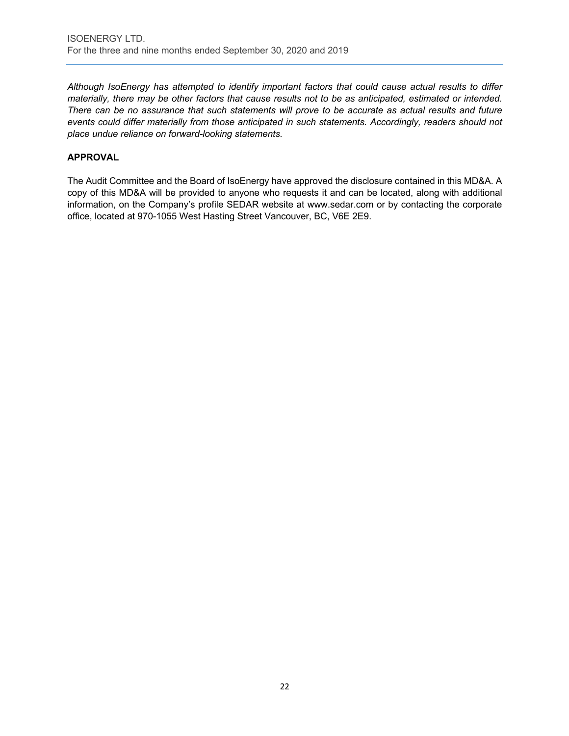*Although IsoEnergy has attempted to identify important factors that could cause actual results to differ materially, there may be other factors that cause results not to be as anticipated, estimated or intended. There can be no assurance that such statements will prove to be accurate as actual results and future events could differ materially from those anticipated in such statements. Accordingly, readers should not place undue reliance on forward-looking statements.*

## APPROVAL

The Audit Committee and the Board of IsoEnergy have approved the disclosure contained in this MD&A. A copy of this MD&A will be provided to anyone who requests it and can be located, along with additional information, on the Company's profile SEDAR website at www.sedar.com or by contacting the corporate office, located at 970-1055 West Hasting Street Vancouver, BC, V6E 2E9.